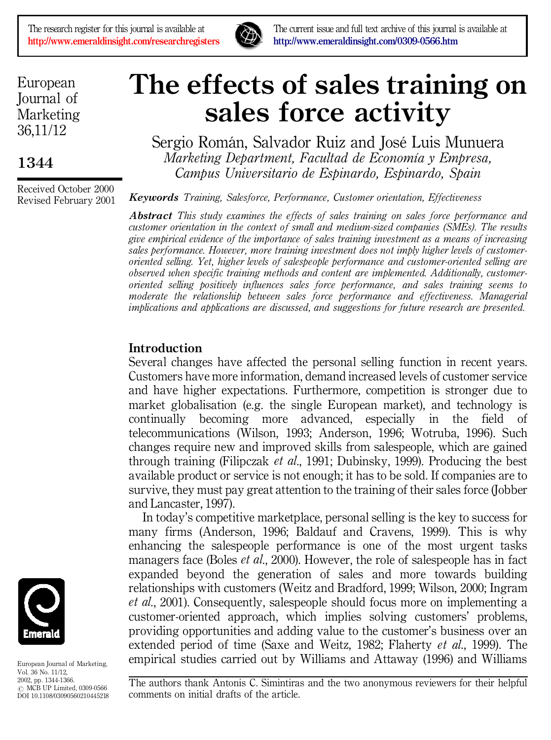# The effects of sales training on sales force activity

Sergio Román, Salvador Ruiz and José Luis Munuera

*Marketing Department, Facultad de Economía y Empresa, Campus Universitario de Espinardo, Espinardo, Spain*

Received October 2000
Revised February 2001

***Keywords*** *Training, Salesforce, Performance, Customer orientation, Effectiveness*

***Abstract*** *This study examines the effects of sales training on sales force performance and customer orientation in the context of small and medium-sized companies (SMEs). The results give empirical evidence of the importance of sales training investment as a means of increasing sales performance. However, more training investment does not imply higher levels of customer-oriented selling. Yet, higher levels of salespeople performance and customer-oriented selling are observed when specific training methods and content are implemented. Additionally, customer-oriented selling positively influences sales force performance, and sales training seems to moderate the relationship between sales force performance and effectiveness. Managerial implications and applications are discussed, and suggestions for future research are presented.*

## Introduction

Several changes have affected the personal selling function in recent years. Customers have more information, demand increased levels of customer service and have higher expectations. Furthermore, competition is stronger due to market globalisation (e.g. the single European market), and technology is continually becoming more advanced, especially in the field of telecommunications (Wilson, 1993; Anderson, 1996; Wotruba, 1996). Such changes require new and improved skills from salespeople, which are gained through training (Filipczak *et al.*, 1991; Dubinsky, 1999). Producing the best available product or service is not enough; it has to be sold. If companies are to survive, they must pay great attention to the training of their sales force (Jobber and Lancaster, 1997).

In today's competitive marketplace, personal selling is the key to success for many firms (Anderson, 1996; Baldauf and Cravens, 1999). This is why enhancing the salespeople performance is one of the most urgent tasks managers face (Boles *et al.*, 2000). However, the role of salespeople has in fact expanded beyond the generation of sales and more towards building relationships with customers (Weitz and Bradford, 1999; Wilson, 2000; Ingram *et al.*, 2001). Consequently, salespeople should focus more on implementing a customer-oriented approach, which implies solving customers' problems, providing opportunities and adding value to the customer's business over an extended period of time (Saxe and Weitz, 1982; Flaherty *et al.*, 1999). The empirical studies carried out by Williams and Attaway (1996) and Williams

The authors thank Antonis C. Simintiras and the two anonymous reviewers for their helpful comments on initial drafts of the article.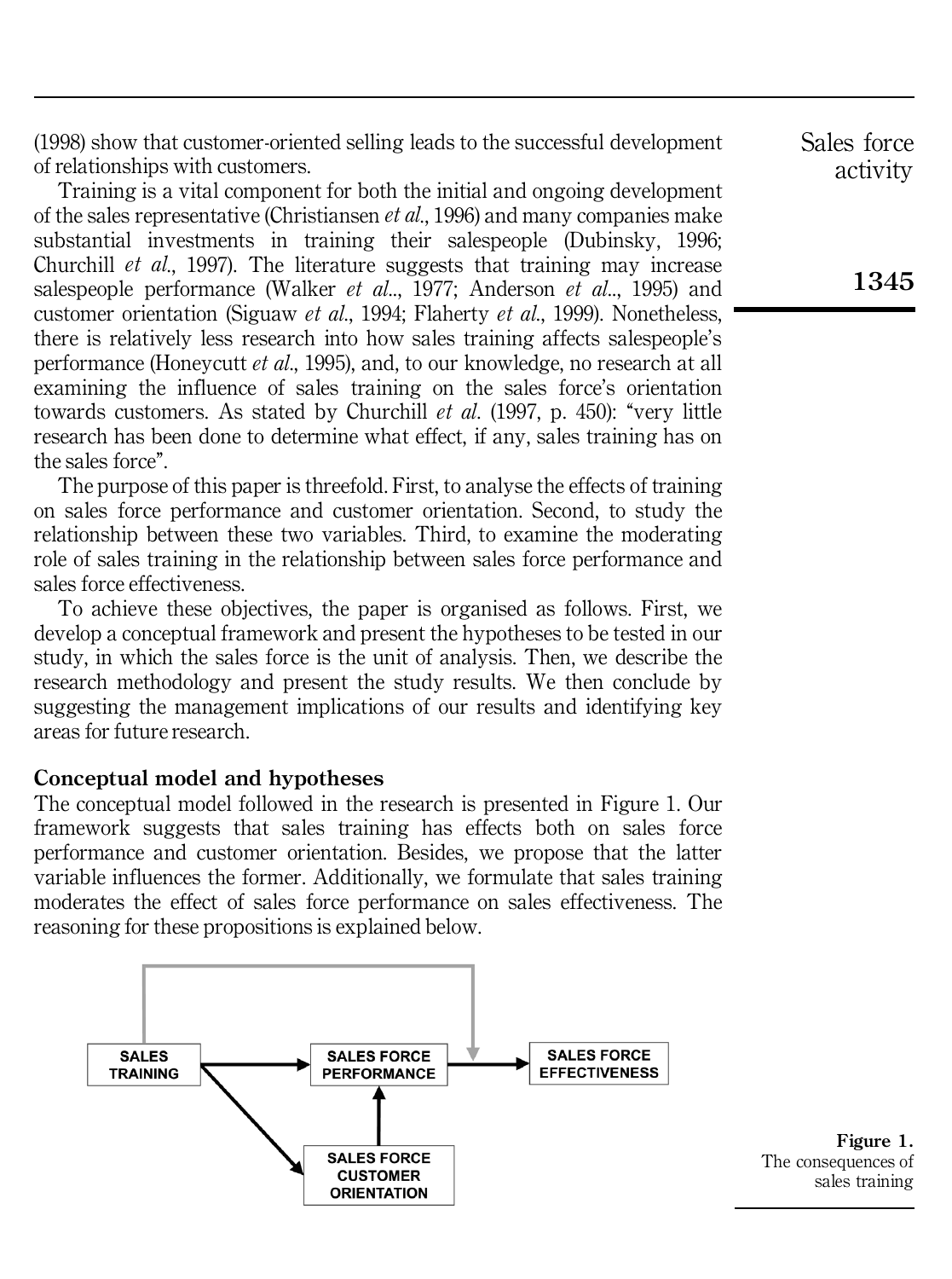(1998) show that customer-oriented selling leads to the successful development of relationships with customers.

Training is a vital component for both the initial and ongoing development of the sales representative (Christiansen *et al.*, 1996) and many companies make substantial investments in training their salespeople (Dubinsky, 1996; Churchill *et al.*, 1997). The literature suggests that training may increase salespeople performance (Walker *et al.*., 1977; Anderson *et al.*., 1995) and customer orientation (Siguaw *et al.*, 1994; Flaherty *et al.*, 1999). Nonetheless, there is relatively less research into how sales training affects salespeople's performance (Honeycutt *et al.*, 1995), and, to our knowledge, no research at all examining the influence of sales training on the sales force's orientation towards customers. As stated by Churchill *et al.* (1997, p. 450): "very little research has been done to determine what effect, if any, sales training has on the sales force".

The purpose of this paper is threefold. First, to analyse the effects of training on sales force performance and customer orientation. Second, to study the relationship between these two variables. Third, to examine the moderating role of sales training in the relationship between sales force performance and sales force effectiveness.

To achieve these objectives, the paper is organised as follows. First, we develop a conceptual framework and present the hypotheses to be tested in our study, in which the sales force is the unit of analysis. Then, we describe the research methodology and present the study results. We then conclude by suggesting the management implications of our results and identifying key areas for future research.

## Conceptual model and hypotheses

The conceptual model followed in the research is presented in Figure 1. Our framework suggests that sales training has effects both on sales force performance and customer orientation. Besides, we propose that the latter variable influences the former. Additionally, we formulate that sales training moderates the effect of sales force performance on sales effectiveness. The reasoning for these propositions is explained below.

SALES TRAINING → SALES FORCE PERFORMANCE → SALES FORCE EFFECTIVENESS

SALES TRAINING → SALES FORCE CUSTOMER ORIENTATION → SALES FORCE PERFORMANCE

**Figure 1.** The consequences of sales training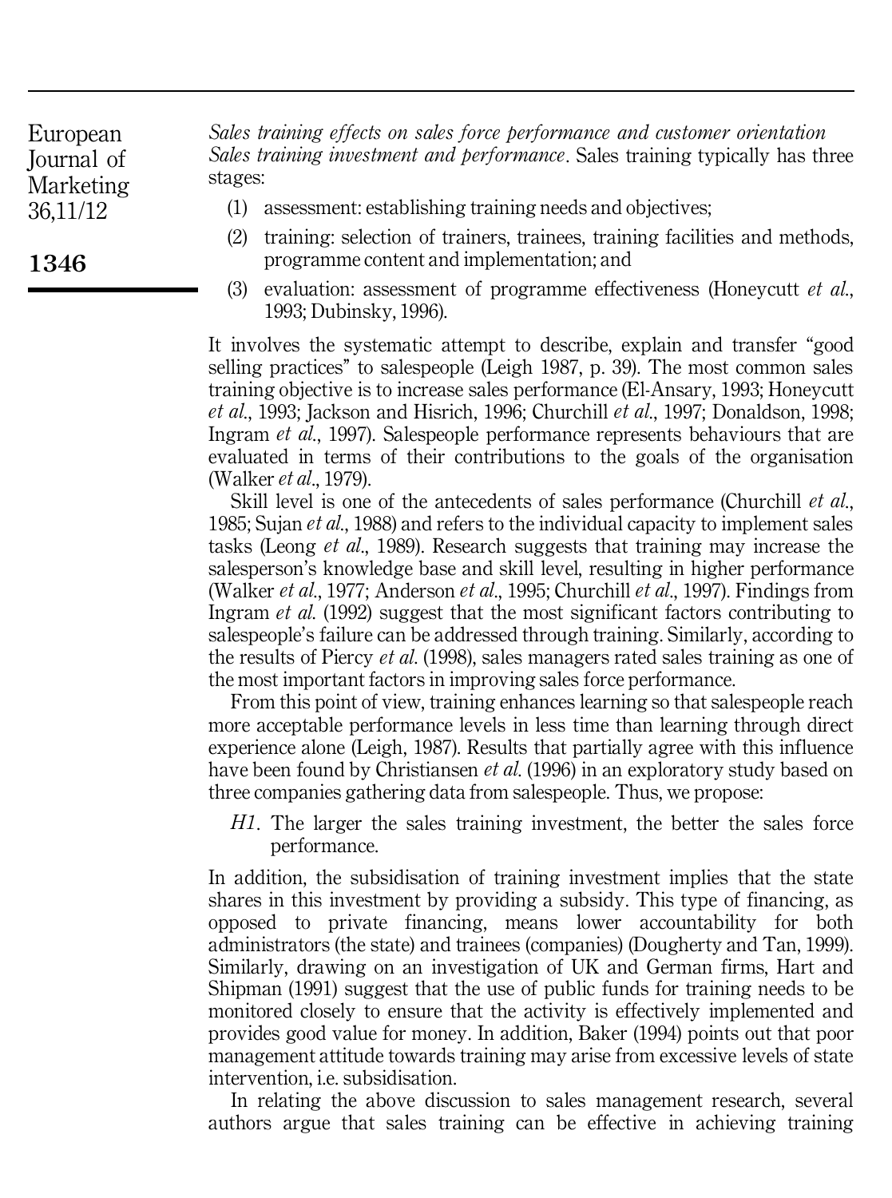*Sales training effects on sales force performance and customer orientation*

*Sales training investment and performance*. Sales training typically has three stages:

1. assessment: establishing training needs and objectives;
2. training: selection of trainers, trainees, training facilities and methods, programme content and implementation; and
3. evaluation: assessment of programme effectiveness (Honeycutt *et al.*, 1993; Dubinsky, 1996).

It involves the systematic attempt to describe, explain and transfer "good selling practices" to salespeople (Leigh 1987, p. 39). The most common sales training objective is to increase sales performance (El-Ansary, 1993; Honeycutt *et al.*, 1993; Jackson and Hisrich, 1996; Churchill *et al.*, 1997; Donaldson, 1998; Ingram *et al.*, 1997). Salespeople performance represents behaviours that are evaluated in terms of their contributions to the goals of the organisation (Walker *et al.*, 1979).

Skill level is one of the antecedents of sales performance (Churchill *et al.*, 1985; Sujan *et al.*, 1988) and refers to the individual capacity to implement sales tasks (Leong *et al.*, 1989). Research suggests that training may increase the salesperson's knowledge base and skill level, resulting in higher performance (Walker *et al.*, 1977; Anderson *et al.*, 1995; Churchill *et al.*, 1997). Findings from Ingram *et al.* (1992) suggest that the most significant factors contributing to salespeople's failure can be addressed through training. Similarly, according to the results of Piercy *et al.* (1998), sales managers rated sales training as one of the most important factors in improving sales force performance.

From this point of view, training enhances learning so that salespeople reach more acceptable performance levels in less time than learning through direct experience alone (Leigh, 1987). Results that partially agree with this influence have been found by Christiansen *et al.* (1996) in an exploratory study based on three companies gathering data from salespeople. Thus, we propose:

*H1*. The larger the sales training investment, the better the sales force performance.

In addition, the subsidisation of training investment implies that the state shares in this investment by providing a subsidy. This type of financing, as opposed to private financing, means lower accountability for both administrators (the state) and trainees (companies) (Dougherty and Tan, 1999). Similarly, drawing on an investigation of UK and German firms, Hart and Shipman (1991) suggest that the use of public funds for training needs to be monitored closely to ensure that the activity is effectively implemented and provides good value for money. In addition, Baker (1994) points out that poor management attitude towards training may arise from excessive levels of state intervention, i.e. subsidisation.

In relating the above discussion to sales management research, several authors argue that sales training can be effective in achieving training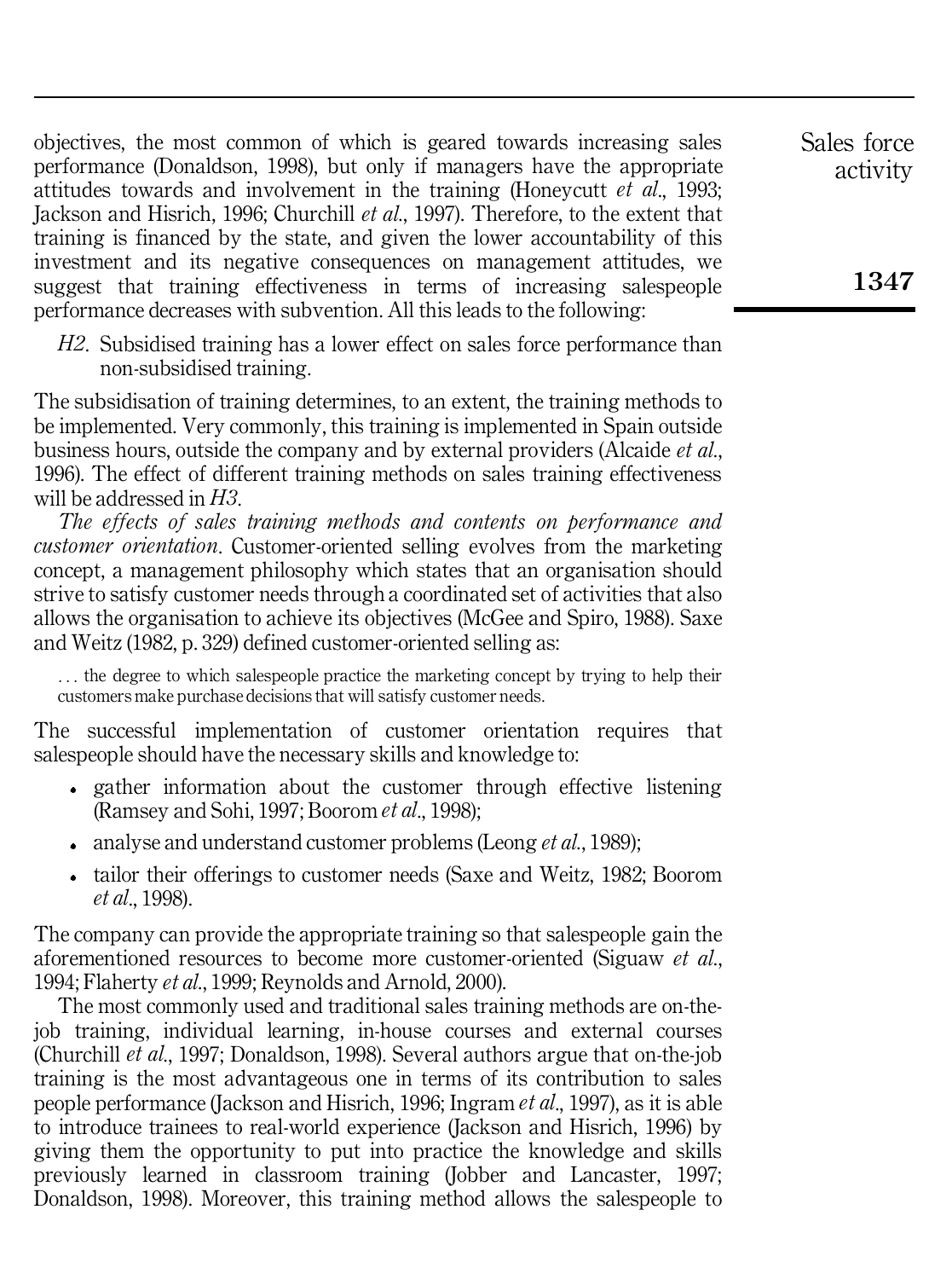objectives, the most common of which is geared towards increasing sales performance (Donaldson, 1998), but only if managers have the appropriate attitudes towards and involvement in the training (Honeycutt *et al.*, 1993; Jackson and Hisrich, 1996; Churchill *et al.*, 1997). Therefore, to the extent that training is financed by the state, and given the lower accountability of this investment and its negative consequences on management attitudes, we suggest that training effectiveness in terms of increasing salespeople performance decreases with subvention. All this leads to the following:

> *H2*. Subsidised training has a lower effect on sales force performance than non-subsidised training.

The subsidisation of training determines, to an extent, the training methods to be implemented. Very commonly, this training is implemented in Spain outside business hours, outside the company and by external providers (Alcaide *et al.*, 1996). The effect of different training methods on sales training effectiveness will be addressed in *H3*.

*The effects of sales training methods and contents on performance and customer orientation*. Customer-oriented selling evolves from the marketing concept, a management philosophy which states that an organisation should strive to satisfy customer needs through a coordinated set of activities that also allows the organisation to achieve its objectives (McGee and Spiro, 1988). Saxe and Weitz (1982, p. 329) defined customer-oriented selling as:

> . . . the degree to which salespeople practice the marketing concept by trying to help their customers make purchase decisions that will satisfy customer needs.

The successful implementation of customer orientation requires that salespeople should have the necessary skills and knowledge to:

- gather information about the customer through effective listening (Ramsey and Sohi, 1997; Boorom *et al.*, 1998);
- analyse and understand customer problems (Leong *et al.*, 1989);
- tailor their offerings to customer needs (Saxe and Weitz, 1982; Boorom *et al.*, 1998).

The company can provide the appropriate training so that salespeople gain the aforementioned resources to become more customer-oriented (Siguaw *et al.*, 1994; Flaherty *et al.*, 1999; Reynolds and Arnold, 2000).

The most commonly used and traditional sales training methods are on-the-job training, individual learning, in-house courses and external courses (Churchill *et al.*, 1997; Donaldson, 1998). Several authors argue that on-the-job training is the most advantageous one in terms of its contribution to sales people performance (Jackson and Hisrich, 1996; Ingram *et al.*, 1997), as it is able to introduce trainees to real-world experience (Jackson and Hisrich, 1996) by giving them the opportunity to put into practice the knowledge and skills previously learned in classroom training (Jobber and Lancaster, 1997; Donaldson, 1998). Moreover, this training method allows the salespeople to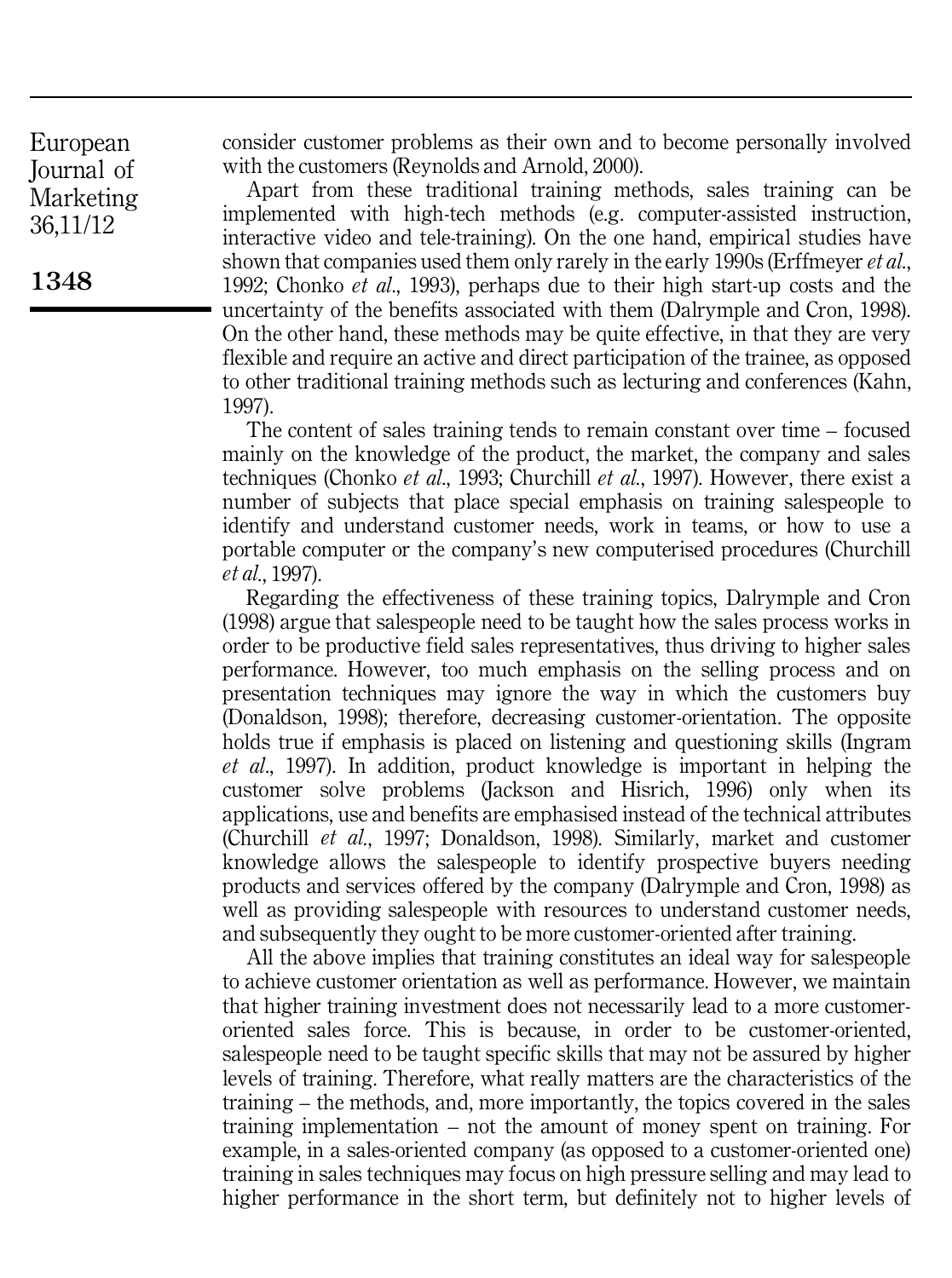consider customer problems as their own and to become personally involved with the customers (Reynolds and Arnold, 2000).

Apart from these traditional training methods, sales training can be implemented with high-tech methods (e.g. computer-assisted instruction, interactive video and tele-training). On the one hand, empirical studies have shown that companies used them only rarely in the early 1990s (Erffmeyer *et al.*, 1992; Chonko *et al.*, 1993), perhaps due to their high start-up costs and the uncertainty of the benefits associated with them (Dalrymple and Cron, 1998). On the other hand, these methods may be quite effective, in that they are very flexible and require an active and direct participation of the trainee, as opposed to other traditional training methods such as lecturing and conferences (Kahn, 1997).

The content of sales training tends to remain constant over time – focused mainly on the knowledge of the product, the market, the company and sales techniques (Chonko *et al.*, 1993; Churchill *et al.*, 1997). However, there exist a number of subjects that place special emphasis on training salespeople to identify and understand customer needs, work in teams, or how to use a portable computer or the company's new computerised procedures (Churchill *et al.*, 1997).

Regarding the effectiveness of these training topics, Dalrymple and Cron (1998) argue that salespeople need to be taught how the sales process works in order to be productive field sales representatives, thus driving to higher sales performance. However, too much emphasis on the selling process and on presentation techniques may ignore the way in which the customers buy (Donaldson, 1998); therefore, decreasing customer-orientation. The opposite holds true if emphasis is placed on listening and questioning skills (Ingram *et al.*, 1997). In addition, product knowledge is important in helping the customer solve problems (Jackson and Hisrich, 1996) only when its applications, use and benefits are emphasised instead of the technical attributes (Churchill *et al.*, 1997; Donaldson, 1998). Similarly, market and customer knowledge allows the salespeople to identify prospective buyers needing products and services offered by the company (Dalrymple and Cron, 1998) as well as providing salespeople with resources to understand customer needs, and subsequently they ought to be more customer-oriented after training.

All the above implies that training constitutes an ideal way for salespeople to achieve customer orientation as well as performance. However, we maintain that higher training investment does not necessarily lead to a more customer-oriented sales force. This is because, in order to be customer-oriented, salespeople need to be taught specific skills that may not be assured by higher levels of training. Therefore, what really matters are the characteristics of the training – the methods, and, more importantly, the topics covered in the sales training implementation – not the amount of money spent on training. For example, in a sales-oriented company (as opposed to a customer-oriented one) training in sales techniques may focus on high pressure selling and may lead to higher performance in the short term, but definitely not to higher levels of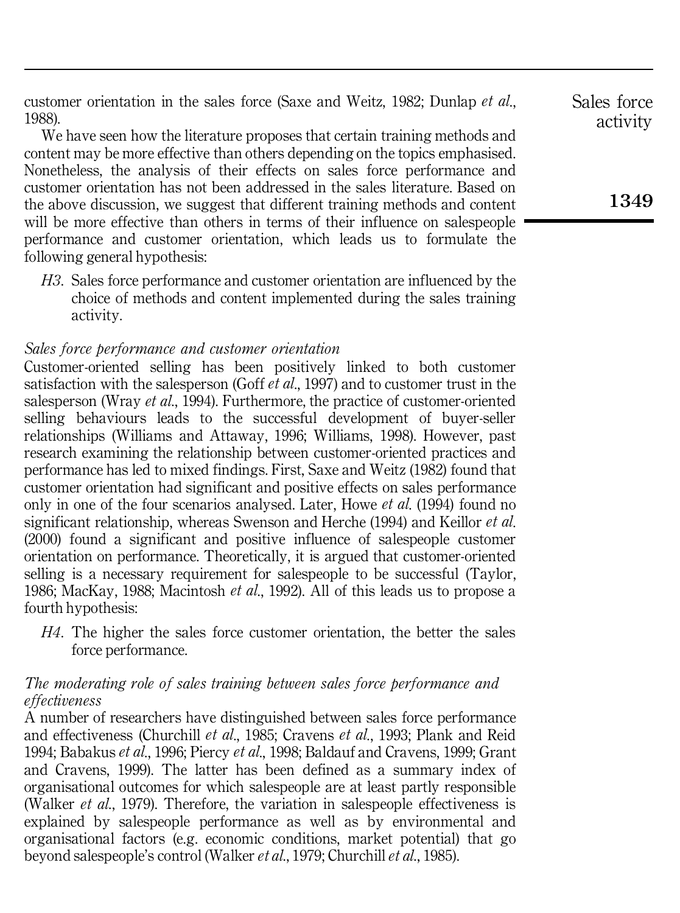customer orientation in the sales force (Saxe and Weitz, 1982; Dunlap *et al*., 1988).

We have seen how the literature proposes that certain training methods and content may be more effective than others depending on the topics emphasised. Nonetheless, the analysis of their effects on sales force performance and customer orientation has not been addressed in the sales literature. Based on the above discussion, we suggest that different training methods and content will be more effective than others in terms of their influence on salespeople performance and customer orientation, which leads us to formulate the following general hypothesis:

> *H3*. Sales force performance and customer orientation are influenced by the choice of methods and content implemented during the sales training activity.

### *Sales force performance and customer orientation*

Customer-oriented selling has been positively linked to both customer satisfaction with the salesperson (Goff *et al*., 1997) and to customer trust in the salesperson (Wray *et al*., 1994). Furthermore, the practice of customer-oriented selling behaviours leads to the successful development of buyer-seller relationships (Williams and Attaway, 1996; Williams, 1998). However, past research examining the relationship between customer-oriented practices and performance has led to mixed findings. First, Saxe and Weitz (1982) found that customer orientation had significant and positive effects on sales performance only in one of the four scenarios analysed. Later, Howe *et al*. (1994) found no significant relationship, whereas Swenson and Herche (1994) and Keillor *et al*. (2000) found a significant and positive influence of salespeople customer orientation on performance. Theoretically, it is argued that customer-oriented selling is a necessary requirement for salespeople to be successful (Taylor, 1986; MacKay, 1988; Macintosh *et al*., 1992). All of this leads us to propose a fourth hypothesis:

> *H4*. The higher the sales force customer orientation, the better the sales force performance.

### *The moderating role of sales training between sales force performance and effectiveness*

A number of researchers have distinguished between sales force performance and effectiveness (Churchill *et al*., 1985; Cravens *et al*., 1993; Plank and Reid 1994; Babakus *et al*., 1996; Piercy *et al*., 1998; Baldauf and Cravens, 1999; Grant and Cravens, 1999). The latter has been defined as a summary index of organisational outcomes for which salespeople are at least partly responsible (Walker *et al*., 1979). Therefore, the variation in salespeople effectiveness is explained by salespeople performance as well as by environmental and organisational factors (e.g. economic conditions, market potential) that go beyond salespeople's control (Walker *et al*., 1979; Churchill *et al*., 1985).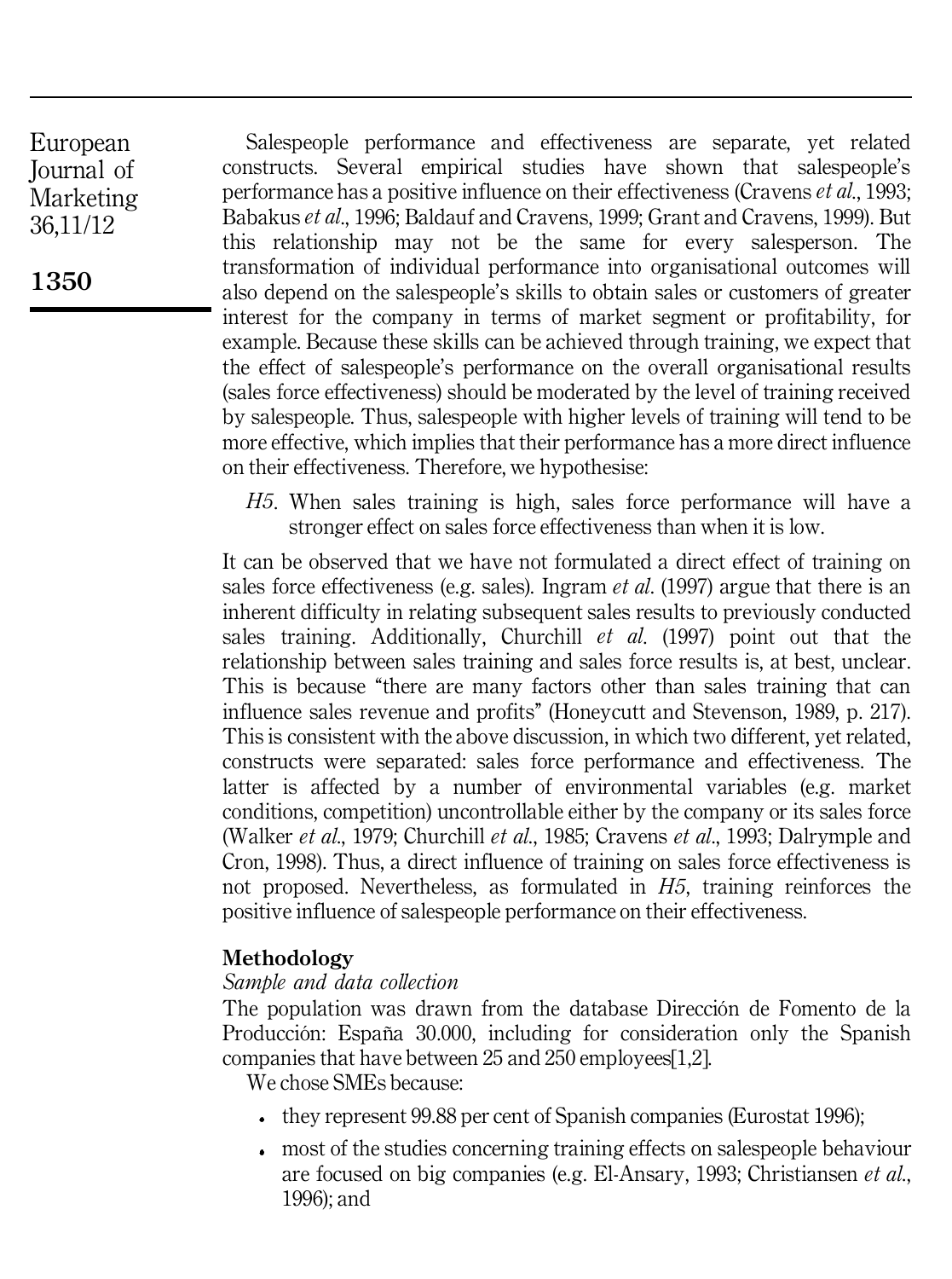Salespeople performance and effectiveness are separate, yet related constructs. Several empirical studies have shown that salespeople's performance has a positive influence on their effectiveness (Cravens *et al*., 1993; Babakus *et al*., 1996; Baldauf and Cravens, 1999; Grant and Cravens, 1999). But this relationship may not be the same for every salesperson. The transformation of individual performance into organisational outcomes will also depend on the salespeople's skills to obtain sales or customers of greater interest for the company in terms of market segment or profitability, for example. Because these skills can be achieved through training, we expect that the effect of salespeople's performance on the overall organisational results (sales force effectiveness) should be moderated by the level of training received by salespeople. Thus, salespeople with higher levels of training will tend to be more effective, which implies that their performance has a more direct influence on their effectiveness. Therefore, we hypothesise:

*H5*. When sales training is high, sales force performance will have a stronger effect on sales force effectiveness than when it is low.

It can be observed that we have not formulated a direct effect of training on sales force effectiveness (e.g. sales). Ingram *et al*. (1997) argue that there is an inherent difficulty in relating subsequent sales results to previously conducted sales training. Additionally, Churchill *et al*. (1997) point out that the relationship between sales training and sales force results is, at best, unclear. This is because "there are many factors other than sales training that can influence sales revenue and profits" (Honeycutt and Stevenson, 1989, p. 217). This is consistent with the above discussion, in which two different, yet related, constructs were separated: sales force performance and effectiveness. The latter is affected by a number of environmental variables (e.g. market conditions, competition) uncontrollable either by the company or its sales force (Walker *et al*., 1979; Churchill *et al*., 1985; Cravens *et al*., 1993; Dalrymple and Cron, 1998). Thus, a direct influence of training on sales force effectiveness is not proposed. Nevertheless, as formulated in *H5*, training reinforces the positive influence of salespeople performance on their effectiveness.

## Methodology

### *Sample and data collection*

The population was drawn from the database Dirección de Fomento de la Producción: España 30.000, including for consideration only the Spanish companies that have between 25 and 250 employees[1,2].

We chose SMEs because:

- they represent 99.88 per cent of Spanish companies (Eurostat 1996);
- most of the studies concerning training effects on salespeople behaviour are focused on big companies (e.g. El-Ansary, 1993; Christiansen *et al*., 1996); and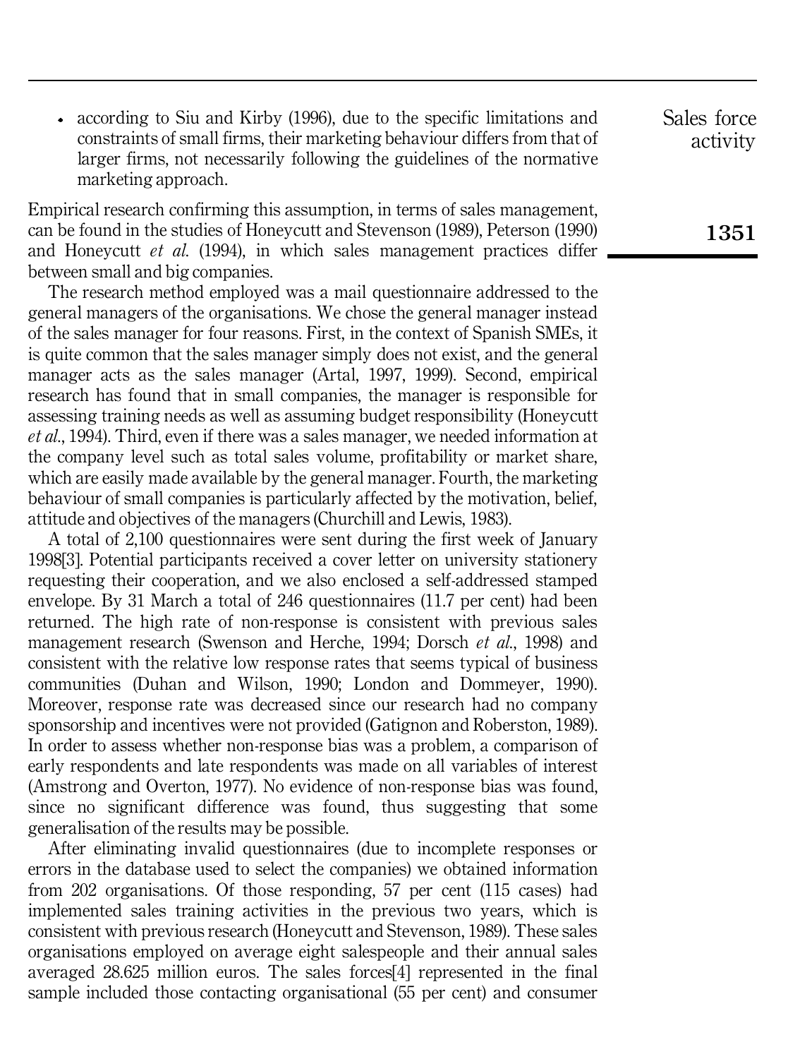- according to Siu and Kirby (1996), due to the specific limitations and constraints of small firms, their marketing behaviour differs from that of larger firms, not necessarily following the guidelines of the normative marketing approach.

Empirical research confirming this assumption, in terms of sales management, can be found in the studies of Honeycutt and Stevenson (1989), Peterson (1990) and Honeycutt *et al.* (1994), in which sales management practices differ between small and big companies.

The research method employed was a mail questionnaire addressed to the general managers of the organisations. We chose the general manager instead of the sales manager for four reasons. First, in the context of Spanish SMEs, it is quite common that the sales manager simply does not exist, and the general manager acts as the sales manager (Artal, 1997, 1999). Second, empirical research has found that in small companies, the manager is responsible for assessing training needs as well as assuming budget responsibility (Honeycutt *et al.*, 1994). Third, even if there was a sales manager, we needed information at the company level such as total sales volume, profitability or market share, which are easily made available by the general manager. Fourth, the marketing behaviour of small companies is particularly affected by the motivation, belief, attitude and objectives of the managers (Churchill and Lewis, 1983).

A total of 2,100 questionnaires were sent during the first week of January 1998[3]. Potential participants received a cover letter on university stationery requesting their cooperation, and we also enclosed a self-addressed stamped envelope. By 31 March a total of 246 questionnaires (11.7 per cent) had been returned. The high rate of non-response is consistent with previous sales management research (Swenson and Herche, 1994; Dorsch *et al.*, 1998) and consistent with the relative low response rates that seems typical of business communities (Duhan and Wilson, 1990; London and Dommeyer, 1990). Moreover, response rate was decreased since our research had no company sponsorship and incentives were not provided (Gatignon and Roberston, 1989). In order to assess whether non-response bias was a problem, a comparison of early respondents and late respondents was made on all variables of interest (Amstrong and Overton, 1977). No evidence of non-response bias was found, since no significant difference was found, thus suggesting that some generalisation of the results may be possible.

After eliminating invalid questionnaires (due to incomplete responses or errors in the database used to select the companies) we obtained information from 202 organisations. Of those responding, 57 per cent (115 cases) had implemented sales training activities in the previous two years, which is consistent with previous research (Honeycutt and Stevenson, 1989). These sales organisations employed on average eight salespeople and their annual sales averaged 28.625 million euros. The sales forces[4] represented in the final sample included those contacting organisational (55 per cent) and consumer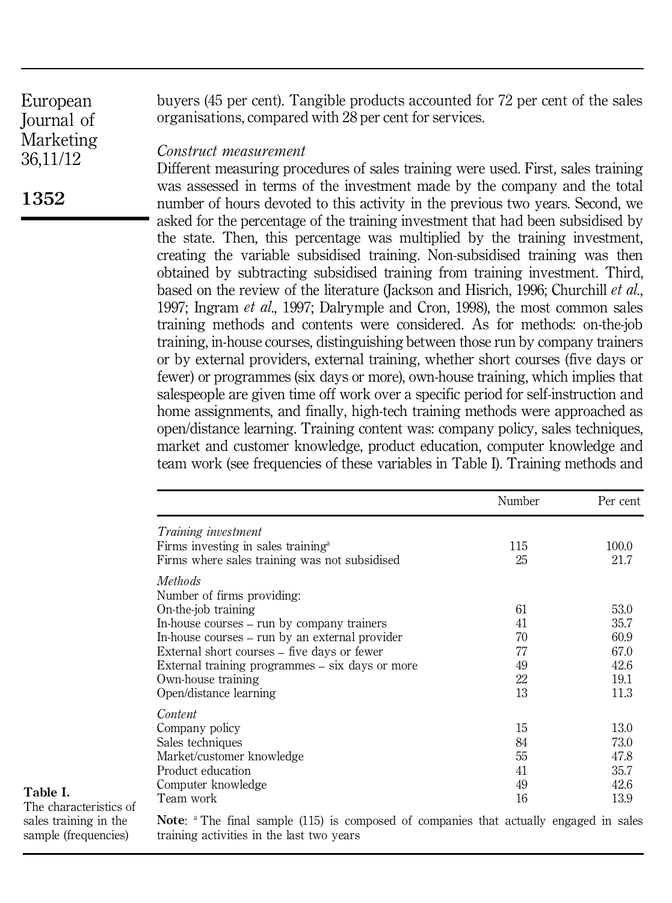buyers (45 per cent). Tangible products accounted for 72 per cent of the sales organisations, compared with 28 per cent for services.

*Construct measurement*

Different measuring procedures of sales training were used. First, sales training was assessed in terms of the investment made by the company and the total number of hours devoted to this activity in the previous two years. Second, we asked for the percentage of the training investment that had been subsidised by the state. Then, this percentage was multiplied by the training investment, creating the variable subsidised training. Non-subsidised training was then obtained by subtracting subsidised training from training investment. Third, based on the review of the literature (Jackson and Hisrich, 1996; Churchill *et al*., 1997; Ingram *et al*., 1997; Dalrymple and Cron, 1998), the most common sales training methods and contents were considered. As for methods: on-the-job training, in-house courses, distinguishing between those run by company trainers or by external providers, external training, whether short courses (five days or fewer) or programmes (six days or more), own-house training, which implies that salespeople are given time off work over a specific period for self-instruction and home assignments, and finally, high-tech training methods were approached as open/distance learning. Training content was: company policy, sales techniques, market and customer knowledge, product education, computer knowledge and team work (see frequencies of these variables in Table I). Training methods and

| | Number | Per cent |
|---|---|---|
| *Training investment* | | |
| Firms investing in sales training[a] | 115 | 100.0 |
| Firms where sales training was not subsidised | 25 | 21.7 |
| *Methods* | | |
| Number of firms providing: | | |
| On-the-job training | 61 | 53.0 |
| In-house courses – run by company trainers | 41 | 35.7 |
| In-house courses – run by an external provider | 70 | 60.9 |
| External short courses – five days or fewer | 77 | 67.0 |
| External training programmes – six days or more | 49 | 42.6 |
| Own-house training | 22 | 19.1 |
| Open/distance learning | 13 | 11.3 |
| *Content* | | |
| Company policy | 15 | 13.0 |
| Sales techniques | 84 | 73.0 |
| Market/customer knowledge | 55 | 47.8 |
| Product education | 41 | 35.7 |
| Computer knowledge | 49 | 42.6 |
| Team work | 16 | 13.9 |

**Note**: [a] The final sample (115) is composed of companies that actually engaged in sales training activities in the last two years

**Table I.** The characteristics of sales training in the sample (frequencies)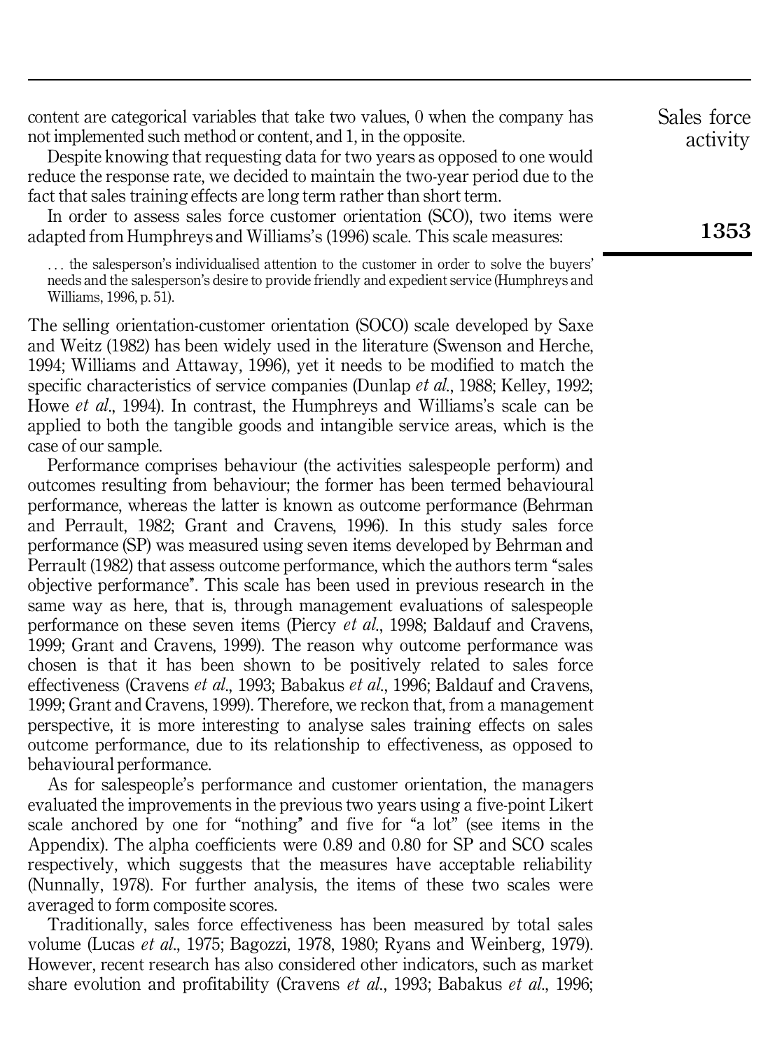content are categorical variables that take two values, 0 when the company has not implemented such method or content, and 1, in the opposite.

Despite knowing that requesting data for two years as opposed to one would reduce the response rate, we decided to maintain the two-year period due to the fact that sales training effects are long term rather than short term.

In order to assess sales force customer orientation (SCO), two items were adapted from Humphreys and Williams's (1996) scale. This scale measures:

> . . . the salesperson's individualised attention to the customer in order to solve the buyers' needs and the salesperson's desire to provide friendly and expedient service (Humphreys and Williams, 1996, p. 51).

The selling orientation-customer orientation (SOCO) scale developed by Saxe and Weitz (1982) has been widely used in the literature (Swenson and Herche, 1994; Williams and Attaway, 1996), yet it needs to be modified to match the specific characteristics of service companies (Dunlap *et al.*, 1988; Kelley, 1992; Howe *et al.*, 1994). In contrast, the Humphreys and Williams's scale can be applied to both the tangible goods and intangible service areas, which is the case of our sample.

Performance comprises behaviour (the activities salespeople perform) and outcomes resulting from behaviour; the former has been termed behavioural performance, whereas the latter is known as outcome performance (Behrman and Perrault, 1982; Grant and Cravens, 1996). In this study sales force performance (SP) was measured using seven items developed by Behrman and Perrault (1982) that assess outcome performance, which the authors term "sales objective performance". This scale has been used in previous research in the same way as here, that is, through management evaluations of salespeople performance on these seven items (Piercy *et al.*, 1998; Baldauf and Cravens, 1999; Grant and Cravens, 1999). The reason why outcome performance was chosen is that it has been shown to be positively related to sales force effectiveness (Cravens *et al.*, 1993; Babakus *et al.*, 1996; Baldauf and Cravens, 1999; Grant and Cravens, 1999). Therefore, we reckon that, from a management perspective, it is more interesting to analyse sales training effects on sales outcome performance, due to its relationship to effectiveness, as opposed to behavioural performance.

As for salespeople's performance and customer orientation, the managers evaluated the improvements in the previous two years using a five-point Likert scale anchored by one for "nothing" and five for "a lot" (see items in the Appendix). The alpha coefficients were 0.89 and 0.80 for SP and SCO scales respectively, which suggests that the measures have acceptable reliability (Nunnally, 1978). For further analysis, the items of these two scales were averaged to form composite scores.

Traditionally, sales force effectiveness has been measured by total sales volume (Lucas *et al.*, 1975; Bagozzi, 1978, 1980; Ryans and Weinberg, 1979). However, recent research has also considered other indicators, such as market share evolution and profitability (Cravens *et al.*, 1993; Babakus *et al.*, 1996;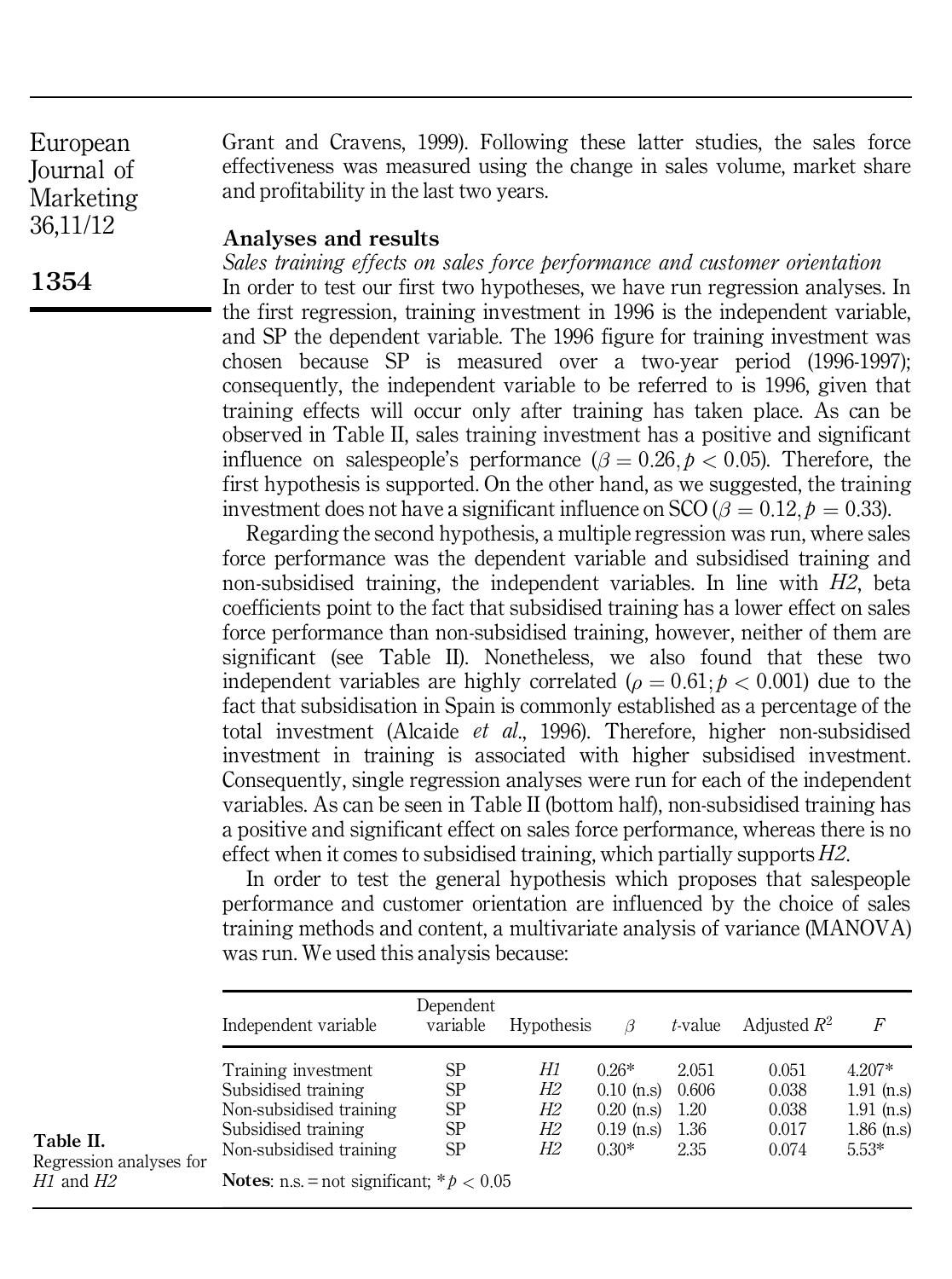Grant and Cravens, 1999). Following these latter studies, the sales force effectiveness was measured using the change in sales volume, market share and profitability in the last two years.

## Analyses and results

*Sales training effects on sales force performance and customer orientation*

In order to test our first two hypotheses, we have run regression analyses. In the first regression, training investment in 1996 is the independent variable, and SP the dependent variable. The 1996 figure for training investment was chosen because SP is measured over a two-year period (1996-1997); consequently, the independent variable to be referred to is 1996, given that training effects will occur only after training has taken place. As can be observed in Table II, sales training investment has a positive and significant influence on salespeople's performance ($\beta = 0.26, p < 0.05$). Therefore, the first hypothesis is supported. On the other hand, as we suggested, the training investment does not have a significant influence on SCO ($\beta = 0.12, p = 0.33$).

Regarding the second hypothesis, a multiple regression was run, where sales force performance was the dependent variable and subsidised training and non-subsidised training, the independent variables. In line with *H2*, beta coefficients point to the fact that subsidised training has a lower effect on sales force performance than non-subsidised training, however, neither of them are significant (see Table II). Nonetheless, we also found that these two independent variables are highly correlated ($\rho = 0.61; p < 0.001$) due to the fact that subsidisation in Spain is commonly established as a percentage of the total investment (Alcaide *et al.*, 1996). Therefore, higher non-subsidised investment in training is associated with higher subsidised investment. Consequently, single regression analyses were run for each of the independent variables. As can be seen in Table II (bottom half), non-subsidised training has a positive and significant effect on sales force performance, whereas there is no effect when it comes to subsidised training, which partially supports *H2*.

In order to test the general hypothesis which proposes that salespeople performance and customer orientation are influenced by the choice of sales training methods and content, a multivariate analysis of variance (MANOVA) was run. We used this analysis because:

**Table II.** Regression analyses for *H1* and *H2*

| Independent variable | Dependent variable | Hypothesis | $\beta$ | *t*-value | Adjusted $R^2$ | $F$ |
|---|---|---|---|---|---|---|
| Training investment | SP | *H1* | 0.26* | 2.051 | 0.051 | 4.207* |
| Subsidised training | SP | *H2* | 0.10 (n.s) | 0.606 | 0.038 | 1.91 (n.s) |
| Non-subsidised training | SP | *H2* | 0.20 (n.s) | 1.20 | 0.038 | 1.91 (n.s) |
| Subsidised training | SP | *H2* | 0.19 (n.s) | 1.36 | 0.017 | 1.86 (n.s) |
| Non-subsidised training | SP | *H2* | 0.30* | 2.35 | 0.074 | 5.53* |

**Notes**: n.s. = not significant; * $p < 0.05$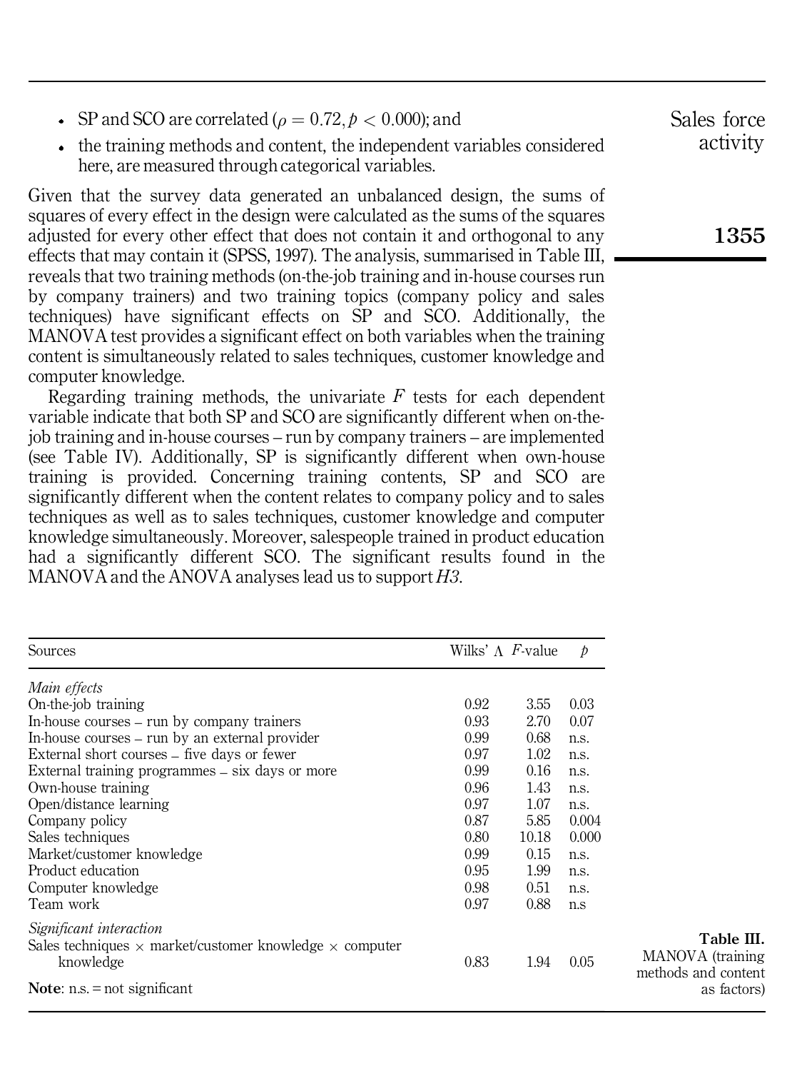- SP and SCO are correlated ($\rho = 0.72, p < 0.000$); and
- the training methods and content, the independent variables considered here, are measured through categorical variables.

Given that the survey data generated an unbalanced design, the sums of squares of every effect in the design were calculated as the sums of the squares adjusted for every other effect that does not contain it and orthogonal to any effects that may contain it (SPSS, 1997). The analysis, summarised in Table III, reveals that two training methods (on-the-job training and in-house courses run by company trainers) and two training topics (company policy and sales techniques) have significant effects on SP and SCO. Additionally, the MANOVA test provides a significant effect on both variables when the training content is simultaneously related to sales techniques, customer knowledge and computer knowledge.

Regarding training methods, the univariate $F$ tests for each dependent variable indicate that both SP and SCO are significantly different when on-the-job training and in-house courses – run by company trainers – are implemented (see Table IV). Additionally, SP is significantly different when own-house training is provided. Concerning training contents, SP and SCO are significantly different when the content relates to company policy and to sales techniques as well as to sales techniques, customer knowledge and computer knowledge simultaneously. Moreover, salespeople trained in product education had a significantly different SCO. The significant results found in the MANOVA and the ANOVA analyses lead us to support *H3*.

| Sources | Wilks' Λ | $F$-value | $p$ |
|---|---|---|---|
| *Main effects* | | | |
| On-the-job training | 0.92 | 3.55 | 0.03 |
| In-house courses – run by company trainers | 0.93 | 2.70 | 0.07 |
| In-house courses – run by an external provider | 0.99 | 0.68 | n.s. |
| External short courses – five days or fewer | 0.97 | 1.02 | n.s. |
| External training programmes – six days or more | 0.99 | 0.16 | n.s. |
| Own-house training | 0.96 | 1.43 | n.s. |
| Open/distance learning | 0.97 | 1.07 | n.s. |
| Company policy | 0.87 | 5.85 | 0.004 |
| Sales techniques | 0.80 | 10.18 | 0.000 |
| Market/customer knowledge | 0.99 | 0.15 | n.s. |
| Product education | 0.95 | 1.99 | n.s. |
| Computer knowledge | 0.98 | 0.51 | n.s. |
| Team work | 0.97 | 0.88 | n.s |
| *Significant interaction* | | | |
| Sales techniques × market/customer knowledge × computer knowledge | 0.83 | 1.94 | 0.05 |

**Note**: n.s. = not significant

**Table III.** MANOVA (training methods and content as factors)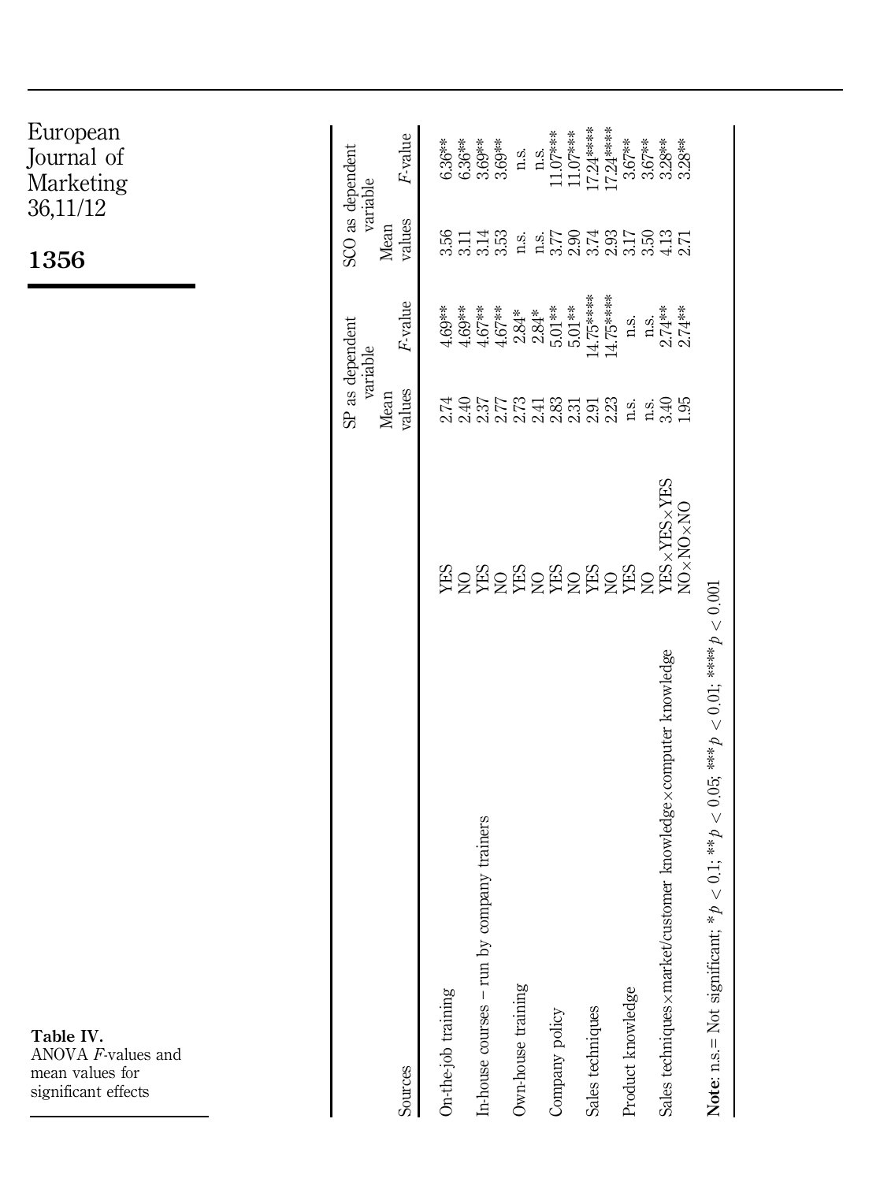**Table IV.** ANOVA *F*-values and mean values for significant effects

| Sources | | SP as dependent variable | | SCO as dependent variable | |
|---|---|---|---|---|---|
| | | Mean values | *F*-value | Mean values | *F*-value |
| On-the-job training | YES | 2.74 | 4.69** | 3.56 | 6.36** |
| | NO | 2.40 | 4.69** | 3.11 | 6.36** |
| In-house courses – run by company trainers | YES | 2.37 | 4.67** | 3.14 | 3.69** |
| | NO | 2.77 | 4.67** | 3.53 | 3.69** |
| Own-house training | YES | 2.73 | 2.84* | n.s. | n.s. |
| | NO | 2.41 | 2.84* | n.s. | n.s. |
| Company policy | YES | 2.83 | 5.01** | 3.77 | 11.07*** |
| | NO | 2.31 | 5.01** | 2.90 | 11.07*** |
| Sales techniques | YES | 2.91 | 14.75**** | 3.74 | 17.24**** |
| | NO | 2.23 | 14.75**** | 2.93 | 17.24**** |
| Product knowledge | YES | n.s. | n.s. | 3.17 | 3.67** |
| | NO | n.s. | n.s. | 3.50 | 3.67** |
| Sales techniques×market/customer knowledge×computer knowledge | YES×YES×YES | 3.40 | 2.74** | 4.13 | 3.28** |
| | NO×NO×NO | 1.95 | 2.74** | 2.71 | 3.28** |

**Note**: n.s.= Not significant; * $p < 0.1$; ** $p < 0.05$; *** $p < 0.01$; **** $p < 0.001$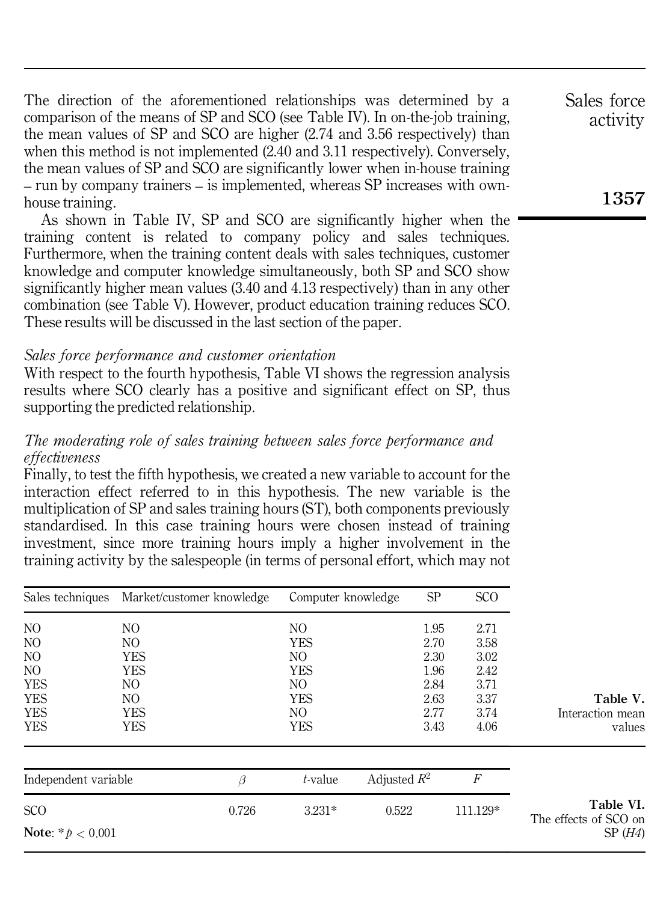The direction of the aforementioned relationships was determined by a comparison of the means of SP and SCO (see Table IV). In on-the-job training, the mean values of SP and SCO are higher (2.74 and 3.56 respectively) than when this method is not implemented (2.40 and 3.11 respectively). Conversely, the mean values of SP and SCO are significantly lower when in-house training – run by company trainers – is implemented, whereas SP increases with own-house training.

As shown in Table IV, SP and SCO are significantly higher when the training content is related to company policy and sales techniques. Furthermore, when the training content deals with sales techniques, customer knowledge and computer knowledge simultaneously, both SP and SCO show significantly higher mean values (3.40 and 4.13 respectively) than in any other combination (see Table V). However, product education training reduces SCO. These results will be discussed in the last section of the paper.

### *Sales force performance and customer orientation*

With respect to the fourth hypothesis, Table VI shows the regression analysis results where SCO clearly has a positive and significant effect on SP, thus supporting the predicted relationship.

### *The moderating role of sales training between sales force performance and effectiveness*

Finally, to test the fifth hypothesis, we created a new variable to account for the interaction effect referred to in this hypothesis. The new variable is the multiplication of SP and sales training hours (ST), both components previously standardised. In this case training hours were chosen instead of training investment, since more training hours imply a higher involvement in the training activity by the salespeople (in terms of personal effort, which may not

**Table V.** Interaction mean values

| Sales techniques | Market/customer knowledge | Computer knowledge | SP | SCO |
|---|---|---|---|---|
| NO | NO | NO | 1.95 | 2.71 |
| NO | NO | YES | 2.70 | 3.58 |
| NO | YES | NO | 2.30 | 3.02 |
| NO | YES | YES | 1.96 | 2.42 |
| YES | NO | NO | 2.84 | 3.71 |
| YES | NO | YES | 2.63 | 3.37 |
| YES | YES | NO | 2.77 | 3.74 |
| YES | YES | YES | 3.43 | 4.06 |

**Table VI.** The effects of SCO on SP (*H4*)

| Independent variable | $\beta$ | $t$-value | Adjusted $R^2$ | $F$ |
|---|---|---|---|---|
| SCO | 0.726 | 3.231* | 0.522 | 111.129* |

**Note**: $^{*}p < 0.001$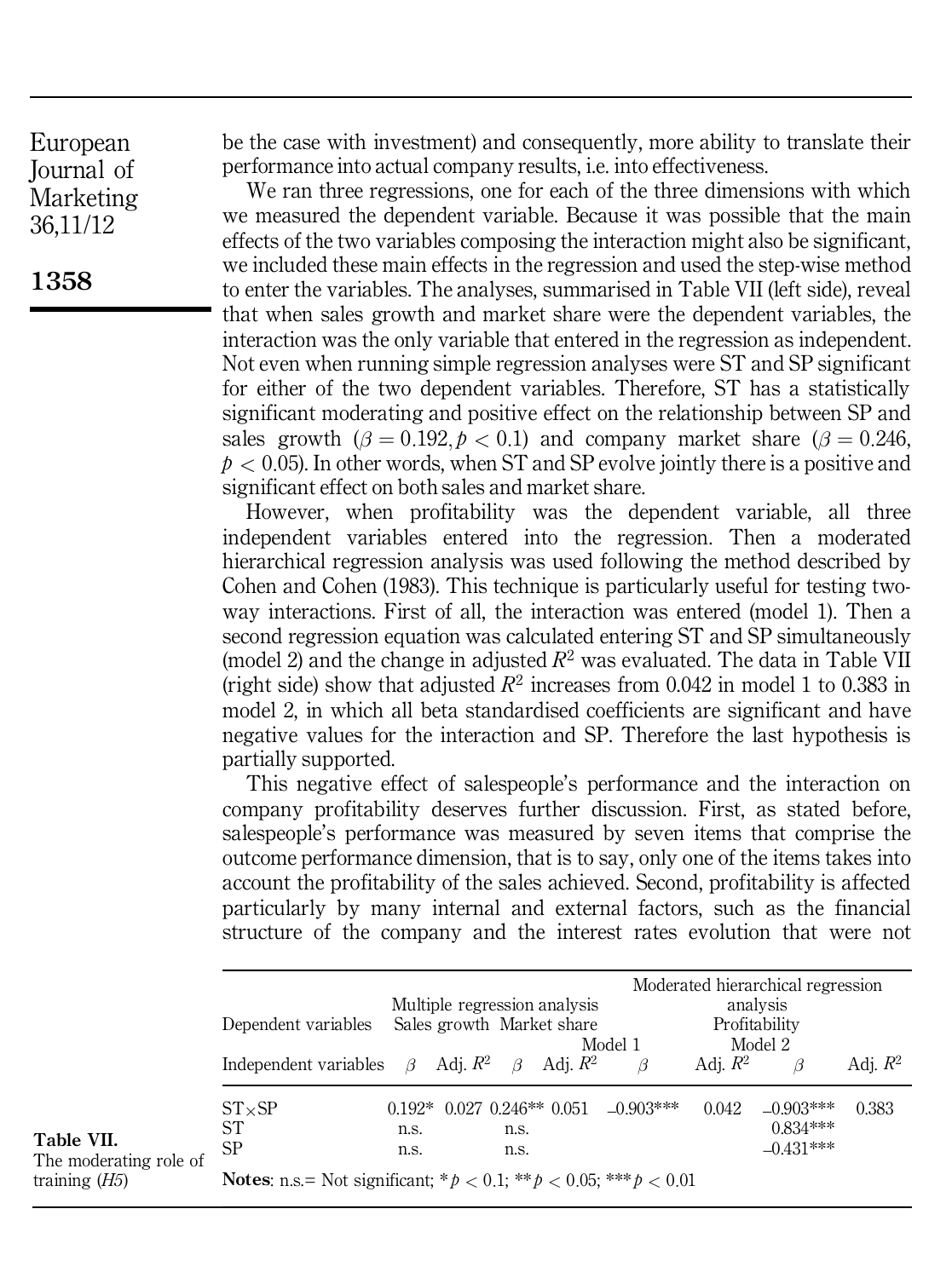be the case with investment) and consequently, more ability to translate their performance into actual company results, i.e. into effectiveness.

We ran three regressions, one for each of the three dimensions with which we measured the dependent variable. Because it was possible that the main effects of the two variables composing the interaction might also be significant, we included these main effects in the regression and used the step-wise method to enter the variables. The analyses, summarised in Table VII (left side), reveal that when sales growth and market share were the dependent variables, the interaction was the only variable that entered in the regression as independent. Not even when running simple regression analyses were ST and SP significant for either of the two dependent variables. Therefore, ST has a statistically significant moderating and positive effect on the relationship between SP and sales growth ($\beta = 0.192, p < 0.1$) and company market share ($\beta = 0.246$, $p < 0.05$). In other words, when ST and SP evolve jointly there is a positive and significant effect on both sales and market share.

However, when profitability was the dependent variable, all three independent variables entered into the regression. Then a moderated hierarchical regression analysis was used following the method described by Cohen and Cohen (1983). This technique is particularly useful for testing two-way interactions. First of all, the interaction was entered (model 1). Then a second regression equation was calculated entering ST and SP simultaneously (model 2) and the change in adjusted $R^2$ was evaluated. The data in Table VII (right side) show that adjusted $R^2$ increases from 0.042 in model 1 to 0.383 in model 2, in which all beta standardised coefficients are significant and have negative values for the interaction and SP. Therefore the last hypothesis is partially supported.

This negative effect of salespeople's performance and the interaction on company profitability deserves further discussion. First, as stated before, salespeople's performance was measured by seven items that comprise the outcome performance dimension, that is to say, only one of the items takes into account the profitability of the sales achieved. Second, profitability is affected particularly by many internal and external factors, such as the financial structure of the company and the interest rates evolution that were not

**Table VII.** The moderating role of training (*H5*)

| Dependent variables | Multiple regression analysis | | | | Moderated hierarchical regression analysis | | | |
|---|---|---|---|---|---|---|---|---|
| | Sales growth | | Market share | | Profitability | | | |
| | | | | | Model 1 | | Model 2 | |
| Independent variables | $\beta$ | Adj. $R^2$ | $\beta$ | Adj. $R^2$ | $\beta$ | Adj. $R^2$ | $\beta$ | Adj. $R^2$ |
| ST×SP | 0.192* | 0.027 | 0.246** | 0.051 | –0.903*** | 0.042 | –0.903*** | 0.383 |
| ST | n.s. | | n.s. | | | | 0.834*** | |
| SP | n.s. | | n.s. | | | | –0.431*** | |

**Notes**: n.s.= Not significant; * $p < 0.1$; ** $p < 0.05$; *** $p < 0.01$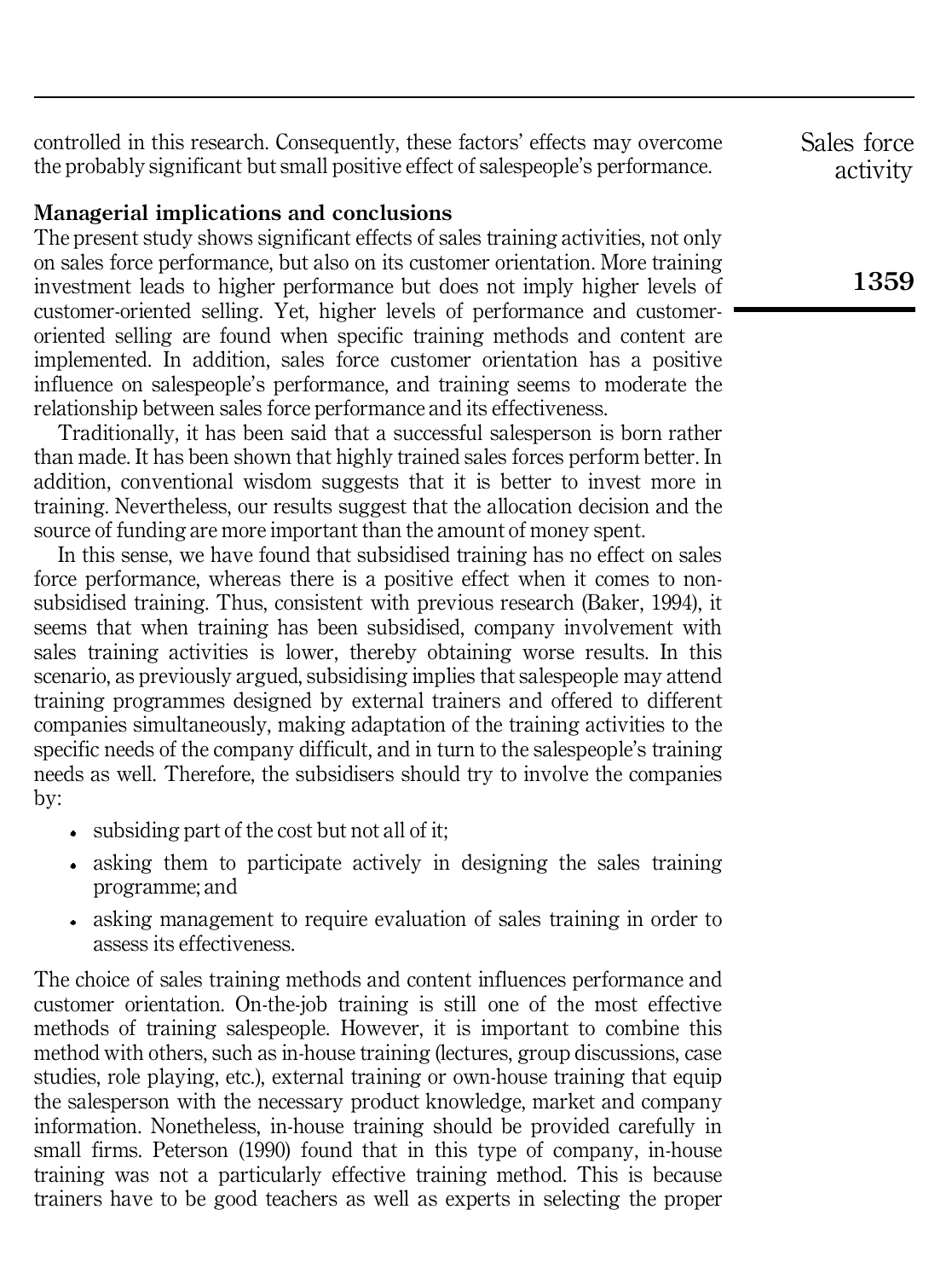controlled in this research. Consequently, these factors' effects may overcome the probably significant but small positive effect of salespeople's performance.

## Managerial implications and conclusions

The present study shows significant effects of sales training activities, not only on sales force performance, but also on its customer orientation. More training investment leads to higher performance but does not imply higher levels of customer-oriented selling. Yet, higher levels of performance and customer-oriented selling are found when specific training methods and content are implemented. In addition, sales force customer orientation has a positive influence on salespeople's performance, and training seems to moderate the relationship between sales force performance and its effectiveness.

Traditionally, it has been said that a successful salesperson is born rather than made. It has been shown that highly trained sales forces perform better. In addition, conventional wisdom suggests that it is better to invest more in training. Nevertheless, our results suggest that the allocation decision and the source of funding are more important than the amount of money spent.

In this sense, we have found that subsidised training has no effect on sales force performance, whereas there is a positive effect when it comes to non-subsidised training. Thus, consistent with previous research (Baker, 1994), it seems that when training has been subsidised, company involvement with sales training activities is lower, thereby obtaining worse results. In this scenario, as previously argued, subsidising implies that salespeople may attend training programmes designed by external trainers and offered to different companies simultaneously, making adaptation of the training activities to the specific needs of the company difficult, and in turn to the salespeople's training needs as well. Therefore, the subsidisers should try to involve the companies by:

- subsiding part of the cost but not all of it;
- asking them to participate actively in designing the sales training programme; and
- asking management to require evaluation of sales training in order to assess its effectiveness.

The choice of sales training methods and content influences performance and customer orientation. On-the-job training is still one of the most effective methods of training salespeople. However, it is important to combine this method with others, such as in-house training (lectures, group discussions, case studies, role playing, etc.), external training or own-house training that equip the salesperson with the necessary product knowledge, market and company information. Nonetheless, in-house training should be provided carefully in small firms. Peterson (1990) found that in this type of company, in-house training was not a particularly effective training method. This is because trainers have to be good teachers as well as experts in selecting the proper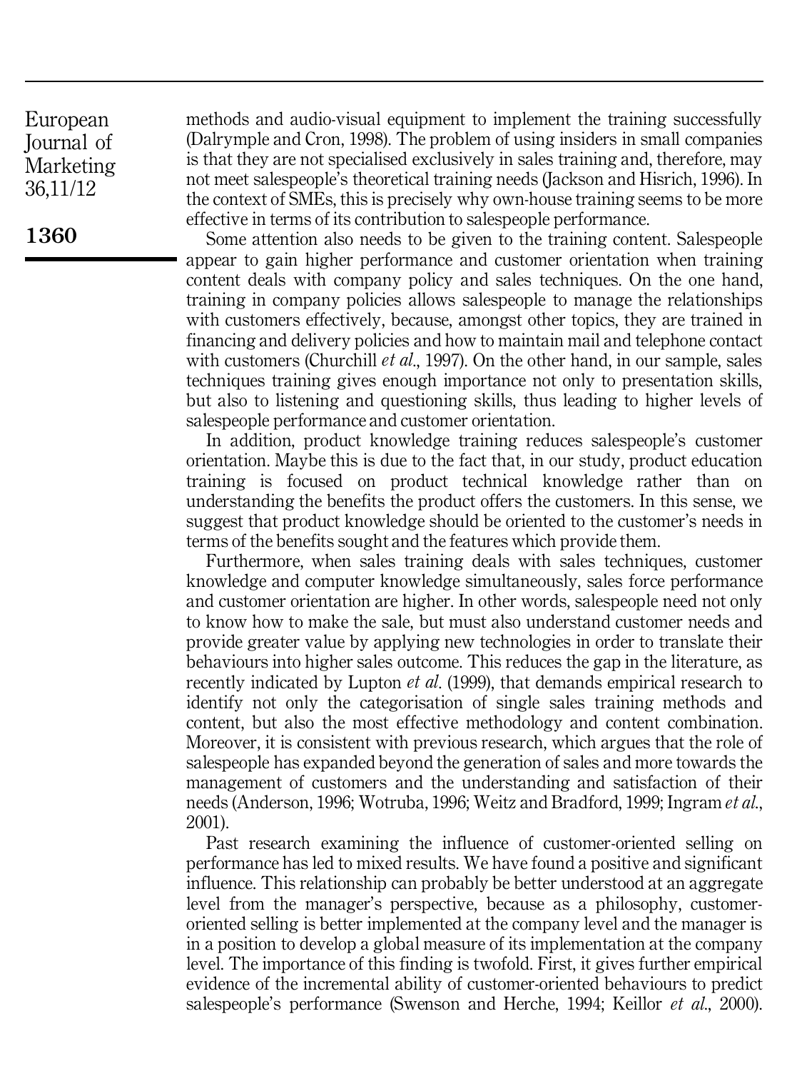methods and audio-visual equipment to implement the training successfully (Dalrymple and Cron, 1998). The problem of using insiders in small companies is that they are not specialised exclusively in sales training and, therefore, may not meet salespeople's theoretical training needs (Jackson and Hisrich, 1996). In the context of SMEs, this is precisely why own-house training seems to be more effective in terms of its contribution to salespeople performance.

Some attention also needs to be given to the training content. Salespeople appear to gain higher performance and customer orientation when training content deals with company policy and sales techniques. On the one hand, training in company policies allows salespeople to manage the relationships with customers effectively, because, amongst other topics, they are trained in financing and delivery policies and how to maintain mail and telephone contact with customers (Churchill *et al.*, 1997). On the other hand, in our sample, sales techniques training gives enough importance not only to presentation skills, but also to listening and questioning skills, thus leading to higher levels of salespeople performance and customer orientation.

In addition, product knowledge training reduces salespeople's customer orientation. Maybe this is due to the fact that, in our study, product education training is focused on product technical knowledge rather than on understanding the benefits the product offers the customers. In this sense, we suggest that product knowledge should be oriented to the customer's needs in terms of the benefits sought and the features which provide them.

Furthermore, when sales training deals with sales techniques, customer knowledge and computer knowledge simultaneously, sales force performance and customer orientation are higher. In other words, salespeople need not only to know how to make the sale, but must also understand customer needs and provide greater value by applying new technologies in order to translate their behaviours into higher sales outcome. This reduces the gap in the literature, as recently indicated by Lupton *et al.* (1999), that demands empirical research to identify not only the categorisation of single sales training methods and content, but also the most effective methodology and content combination. Moreover, it is consistent with previous research, which argues that the role of salespeople has expanded beyond the generation of sales and more towards the management of customers and the understanding and satisfaction of their needs (Anderson, 1996; Wotruba, 1996; Weitz and Bradford, 1999; Ingram *et al.*, 2001).

Past research examining the influence of customer-oriented selling on performance has led to mixed results. We have found a positive and significant influence. This relationship can probably be better understood at an aggregate level from the manager's perspective, because as a philosophy, customer-oriented selling is better implemented at the company level and the manager is in a position to develop a global measure of its implementation at the company level. The importance of this finding is twofold. First, it gives further empirical evidence of the incremental ability of customer-oriented behaviours to predict salespeople's performance (Swenson and Herche, 1994; Keillor *et al.*, 2000).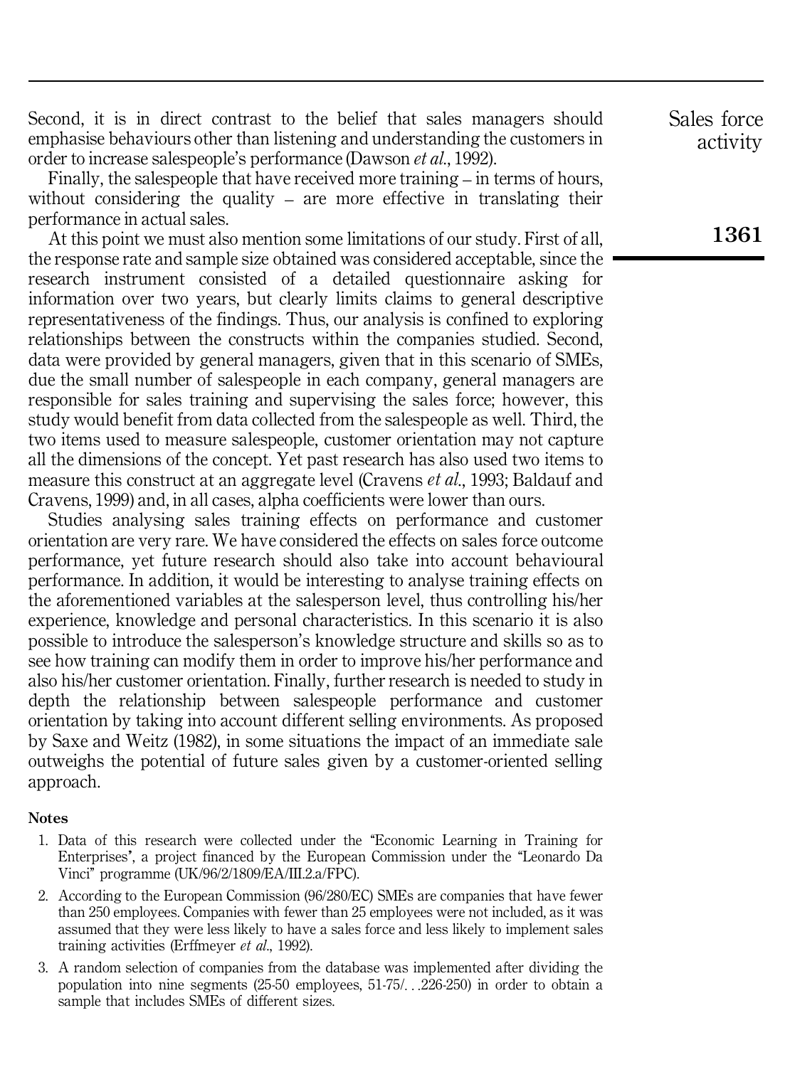Second, it is in direct contrast to the belief that sales managers should emphasise behaviours other than listening and understanding the customers in order to increase salespeople's performance (Dawson *et al.*, 1992).

Finally, the salespeople that have received more training – in terms of hours, without considering the quality – are more effective in translating their performance in actual sales.

At this point we must also mention some limitations of our study. First of all, the response rate and sample size obtained was considered acceptable, since the research instrument consisted of a detailed questionnaire asking for information over two years, but clearly limits claims to general descriptive representativeness of the findings. Thus, our analysis is confined to exploring relationships between the constructs within the companies studied. Second, data were provided by general managers, given that in this scenario of SMEs, due the small number of salespeople in each company, general managers are responsible for sales training and supervising the sales force; however, this study would benefit from data collected from the salespeople as well. Third, the two items used to measure salespeople, customer orientation may not capture all the dimensions of the concept. Yet past research has also used two items to measure this construct at an aggregate level (Cravens *et al.*, 1993; Baldauf and Cravens, 1999) and, in all cases, alpha coefficients were lower than ours.

Studies analysing sales training effects on performance and customer orientation are very rare. We have considered the effects on sales force outcome performance, yet future research should also take into account behavioural performance. In addition, it would be interesting to analyse training effects on the aforementioned variables at the salesperson level, thus controlling his/her experience, knowledge and personal characteristics. In this scenario it is also possible to introduce the salesperson's knowledge structure and skills so as to see how training can modify them in order to improve his/her performance and also his/her customer orientation. Finally, further research is needed to study in depth the relationship between salespeople performance and customer orientation by taking into account different selling environments. As proposed by Saxe and Weitz (1982), in some situations the impact of an immediate sale outweighs the potential of future sales given by a customer-oriented selling approach.

### Notes

1. Data of this research were collected under the "Economic Learning in Training for Enterprises", a project financed by the European Commission under the "Leonardo Da Vinci" programme (UK/96/2/1809/EA/III.2.a/FPC).
2. According to the European Commission (96/280/EC) SMEs are companies that have fewer than 250 employees. Companies with fewer than 25 employees were not included, as it was assumed that they were less likely to have a sales force and less likely to implement sales training activities (Erffmeyer *et al.*, 1992).
3. A random selection of companies from the database was implemented after dividing the population into nine segments (25-50 employees, 51-75/. . .226-250) in order to obtain a sample that includes SMEs of different sizes.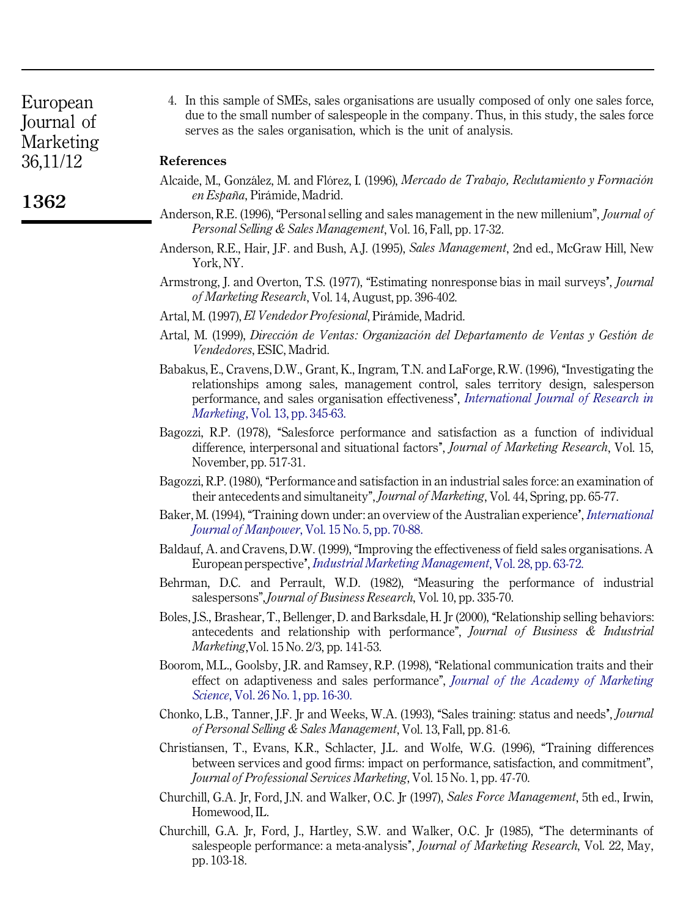4. In this sample of SMEs, sales organisations are usually composed of only one sales force, due to the small number of salespeople in the company. Thus, in this study, the sales force serves as the sales organisation, which is the unit of analysis.

## References

Alcaide, M., González, M. and Flórez, I. (1996), *Mercado de Trabajo, Reclutamiento y Formación en España*, Pirámide, Madrid.

Anderson, R.E. (1996), "Personal selling and sales management in the new millenium", *Journal of Personal Selling & Sales Management*, Vol. 16, Fall, pp. 17-32.

Anderson, R.E., Hair, J.F. and Bush, A.J. (1995), *Sales Management*, 2nd ed., McGraw Hill, New York, NY.

Armstrong, J. and Overton, T.S. (1977), "Estimating nonresponse bias in mail surveys", *Journal of Marketing Research*, Vol. 14, August, pp. 396-402.

Artal, M. (1997), *El Vendedor Profesional*, Pirámide, Madrid.

Artal, M. (1999), *Dirección de Ventas: Organización del Departamento de Ventas y Gestión de Vendedores*, ESIC, Madrid.

Babakus, E., Cravens, D.W., Grant, K., Ingram, T.N. and LaForge, R.W. (1996), "Investigating the relationships among sales, management control, sales territory design, salesperson performance, and sales organisation effectiveness", *International Journal of Research in Marketing*, Vol. 13, pp. 345-63.

Bagozzi, R.P. (1978), "Salesforce performance and satisfaction as a function of individual difference, interpersonal and situational factors", *Journal of Marketing Research*, Vol. 15, November, pp. 517-31.

Bagozzi, R.P. (1980), "Performance and satisfaction in an industrial sales force: an examination of their antecedents and simultaneity", *Journal of Marketing*, Vol. 44, Spring, pp. 65-77.

Baker, M. (1994), "Training down under: an overview of the Australian experience", *International Journal of Manpower*, Vol. 15 No. 5, pp. 70-88.

Baldauf, A. and Cravens, D.W. (1999), "Improving the effectiveness of field sales organisations. A European perspective", *Industrial Marketing Management*, Vol. 28, pp. 63-72.

Behrman, D.C. and Perrault, W.D. (1982), "Measuring the performance of industrial salespersons", *Journal of Business Research*, Vol. 10, pp. 335-70.

Boles, J.S., Brashear, T., Bellenger, D. and Barksdale, H. Jr (2000), "Relationship selling behaviors: antecedents and relationship with performance", *Journal of Business & Industrial Marketing*, Vol. 15 No. 2/3, pp. 141-53.

Boorom, M.L., Goolsby, J.R. and Ramsey, R.P. (1998), "Relational communication traits and their effect on adaptiveness and sales performance", *Journal of the Academy of Marketing Science*, Vol. 26 No. 1, pp. 16-30.

Chonko, L.B., Tanner, J.F. Jr and Weeks, W.A. (1993), "Sales training: status and needs", *Journal of Personal Selling & Sales Management*, Vol. 13, Fall, pp. 81-6.

Christiansen, T., Evans, K.R., Schlacter, J.L. and Wolfe, W.G. (1996), "Training differences between services and good firms: impact on performance, satisfaction, and commitment", *Journal of Professional Services Marketing*, Vol. 15 No. 1, pp. 47-70.

Churchill, G.A. Jr, Ford, J.N. and Walker, O.C. Jr (1997), *Sales Force Management*, 5th ed., Irwin, Homewood, IL.

Churchill, G.A. Jr, Ford, J., Hartley, S.W. and Walker, O.C. Jr (1985), "The determinants of salespeople performance: a meta-analysis", *Journal of Marketing Research*, Vol. 22, May, pp. 103-18.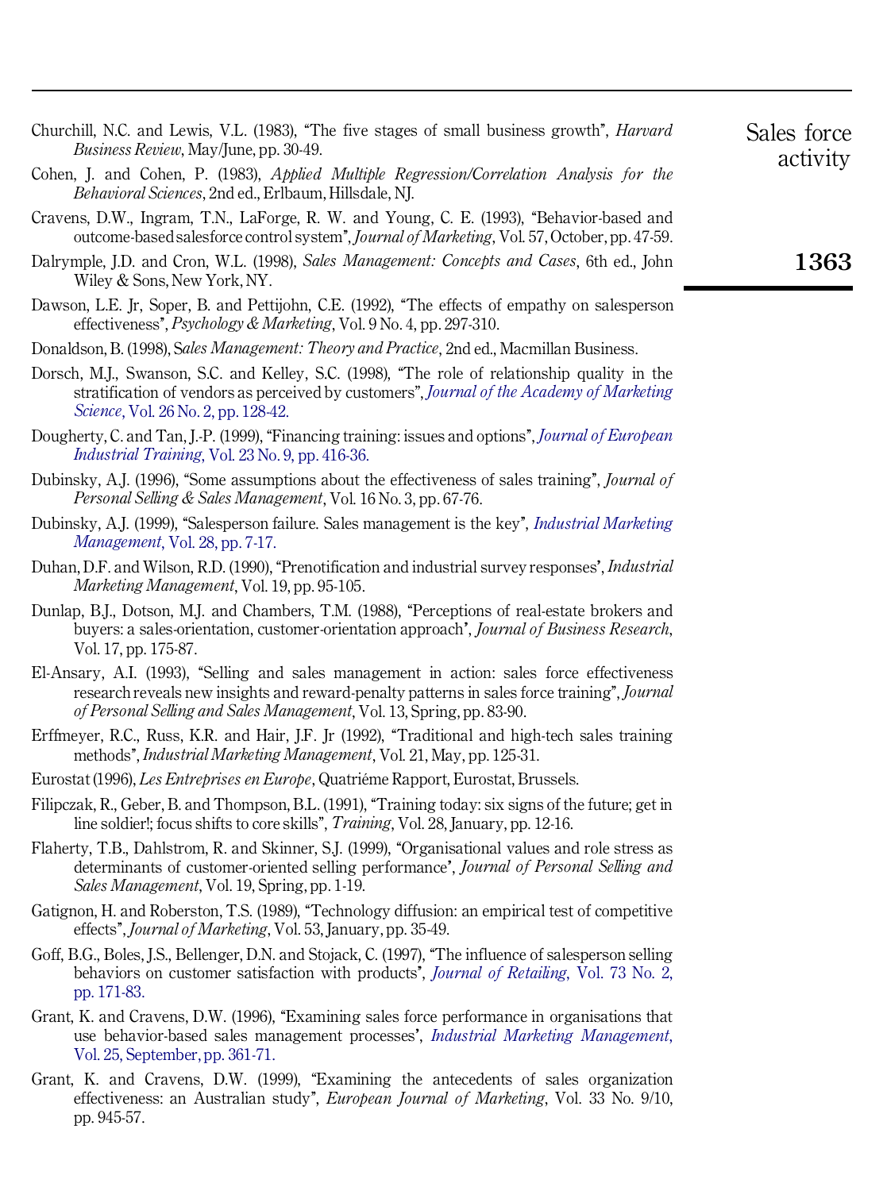Churchill, N.C. and Lewis, V.L. (1983), "The five stages of small business growth", *Harvard Business Review*, May/June, pp. 30-49.

Cohen, J. and Cohen, P. (1983), *Applied Multiple Regression/Correlation Analysis for the Behavioral Sciences*, 2nd ed., Erlbaum, Hillsdale, NJ.

Cravens, D.W., Ingram, T.N., LaForge, R. W. and Young, C. E. (1993), "Behavior-based and outcome-based salesforce control system", *Journal of Marketing*, Vol. 57, October, pp. 47-59.

Dalrymple, J.D. and Cron, W.L. (1998), *Sales Management: Concepts and Cases*, 6th ed., John Wiley & Sons, New York, NY.

Dawson, L.E. Jr, Soper, B. and Pettijohn, C.E. (1992), "The effects of empathy on salesperson effectiveness", *Psychology & Marketing*, Vol. 9 No. 4, pp. 297-310.

Donaldson, B. (1998), S*ales Management: Theory and Practice*, 2nd ed., Macmillan Business.

Dorsch, M.J., Swanson, S.C. and Kelley, S.C. (1998), "The role of relationship quality in the stratification of vendors as perceived by customers", *Journal of the Academy of Marketing Science*, Vol. 26 No. 2, pp. 128-42.

Dougherty, C. and Tan, J.-P. (1999), "Financing training: issues and options", *Journal of European Industrial Training*, Vol. 23 No. 9, pp. 416-36.

Dubinsky, A.J. (1996), "Some assumptions about the effectiveness of sales training", *Journal of Personal Selling & Sales Management*, Vol. 16 No. 3, pp. 67-76.

Dubinsky, A.J. (1999), "Salesperson failure. Sales management is the key", *Industrial Marketing Management*, Vol. 28, pp. 7-17.

Duhan, D.F. and Wilson, R.D. (1990), "Prenotification and industrial survey responses', *Industrial Marketing Management*, Vol. 19, pp. 95-105.

Dunlap, B.J., Dotson, M.J. and Chambers, T.M. (1988), "Perceptions of real-estate brokers and buyers: a sales-orientation, customer-orientation approach", *Journal of Business Research*, Vol. 17, pp. 175-87.

El-Ansary, A.I. (1993), "Selling and sales management in action: sales force effectiveness research reveals new insights and reward-penalty patterns in sales force training", *Journal of Personal Selling and Sales Management*, Vol. 13, Spring, pp. 83-90.

Erffmeyer, R.C., Russ, K.R. and Hair, J.F. Jr (1992), "Traditional and high-tech sales training methods", *Industrial Marketing Management*, Vol. 21, May, pp. 125-31.

Eurostat (1996), *Les Entreprises en Europe*, Quatriéme Rapport, Eurostat, Brussels.

Filipczak, R., Geber, B. and Thompson, B.L. (1991), "Training today: six signs of the future; get in line soldier!; focus shifts to core skills", *Training*, Vol. 28, January, pp. 12-16.

Flaherty, T.B., Dahlstrom, R. and Skinner, S.J. (1999), "Organisational values and role stress as determinants of customer-oriented selling performance', *Journal of Personal Selling and Sales Management*, Vol. 19, Spring, pp. 1-19.

Gatignon, H. and Roberston, T.S. (1989), "Technology diffusion: an empirical test of competitive effects", *Journal of Marketing*, Vol. 53, January, pp. 35-49.

Goff, B.G., Boles, J.S., Bellenger, D.N. and Stojack, C. (1997), "The influence of salesperson selling behaviors on customer satisfaction with products", *Journal of Retailing*, Vol. 73 No. 2, pp. 171-83.

Grant, K. and Cravens, D.W. (1996), "Examining sales force performance in organisations that use behavior-based sales management processes', *Industrial Marketing Management*, Vol. 25, September, pp. 361-71.

Grant, K. and Cravens, D.W. (1999), "Examining the antecedents of sales organization effectiveness: an Australian study", *European Journal of Marketing*, Vol. 33 No. 9/10, pp. 945-57.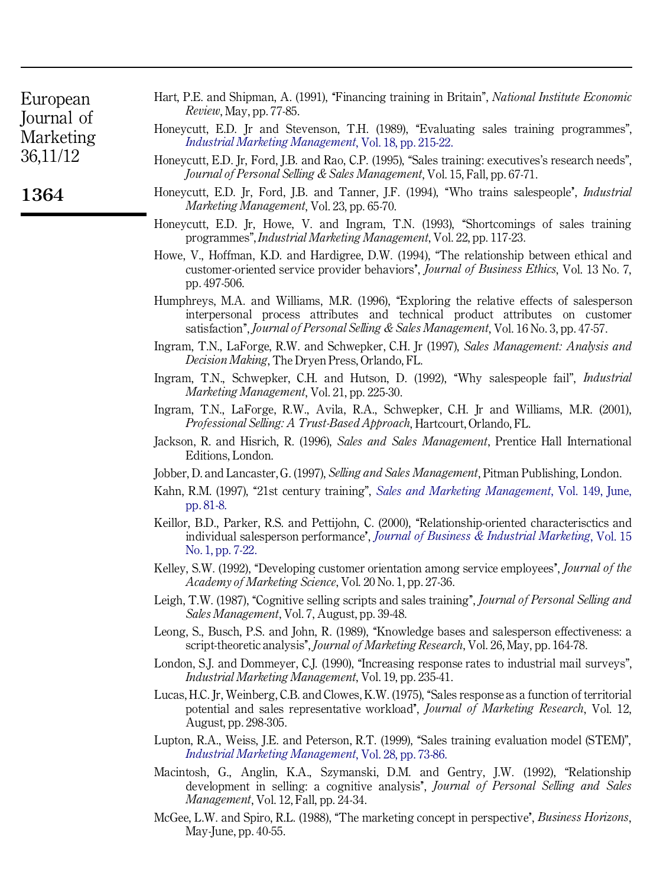Hart, P.E. and Shipman, A. (1991), "Financing training in Britain", *National Institute Economic Review*, May, pp. 77-85.

Honeycutt, E.D. Jr and Stevenson, T.H. (1989), "Evaluating sales training programmes", *Industrial Marketing Management*, Vol. 18, pp. 215-22.

Honeycutt, E.D. Jr, Ford, J.B. and Rao, C.P. (1995), "Sales training: executives's research needs", *Journal of Personal Selling & Sales Management*, Vol. 15, Fall, pp. 67-71.

Honeycutt, E.D. Jr, Ford, J.B. and Tanner, J.F. (1994), "Who trains salespeople", *Industrial Marketing Management*, Vol. 23, pp. 65-70.

Honeycutt, E.D. Jr, Howe, V. and Ingram, T.N. (1993), "Shortcomings of sales training programmes", *Industrial Marketing Management*, Vol. 22, pp. 117-23.

Howe, V., Hoffman, K.D. and Hardigree, D.W. (1994), "The relationship between ethical and customer-oriented service provider behaviors", *Journal of Business Ethics*, Vol. 13 No. 7, pp. 497-506.

Humphreys, M.A. and Williams, M.R. (1996), "Exploring the relative effects of salesperson interpersonal process attributes and technical product attributes on customer satisfaction", *Journal of Personal Selling & Sales Management*, Vol. 16 No. 3, pp. 47-57.

Ingram, T.N., LaForge, R.W. and Schwepker, C.H. Jr (1997), *Sales Management: Analysis and Decision Making*, The Dryen Press, Orlando, FL.

Ingram, T.N., Schwepker, C.H. and Hutson, D. (1992), "Why salespeople fail", *Industrial Marketing Management*, Vol. 21, pp. 225-30.

Ingram, T.N., LaForge, R.W., Avila, R.A., Schwepker, C.H. Jr and Williams, M.R. (2001), *Professional Selling: A Trust-Based Approach*, Hartcourt, Orlando, FL.

Jackson, R. and Hisrich, R. (1996), *Sales and Sales Management*, Prentice Hall International Editions, London.

Jobber, D. and Lancaster, G. (1997), *Selling and Sales Management*, Pitman Publishing, London.

Kahn, R.M. (1997), "21st century training", *Sales and Marketing Management*, Vol. 149, June, pp. 81-8.

Keillor, B.D., Parker, R.S. and Pettijohn, C. (2000), "Relationship-oriented characterisctics and individual salesperson performance", *Journal of Business & Industrial Marketing*, Vol. 15 No. 1, pp. 7-22.

Kelley, S.W. (1992), "Developing customer orientation among service employees", *Journal of the Academy of Marketing Science*, Vol. 20 No. 1, pp. 27-36.

Leigh, T.W. (1987), "Cognitive selling scripts and sales training", *Journal of Personal Selling and Sales Management*, Vol. 7, August, pp. 39-48.

Leong, S., Busch, P.S. and John, R. (1989), "Knowledge bases and salesperson effectiveness: a script-theoretic analysis", *Journal of Marketing Research*, Vol. 26, May, pp. 164-78.

London, S.J. and Dommeyer, C.J. (1990), "Increasing response rates to industrial mail surveys", *Industrial Marketing Management*, Vol. 19, pp. 235-41.

Lucas, H.C. Jr, Weinberg, C.B. and Clowes, K.W. (1975), "Sales response as a function of territorial potential and sales representative workload", *Journal of Marketing Research*, Vol. 12, August, pp. 298-305.

Lupton, R.A., Weiss, J.E. and Peterson, R.T. (1999), "Sales training evaluation model (STEM)", *Industrial Marketing Management*, Vol. 28, pp. 73-86.

Macintosh, G., Anglin, K.A., Szymanski, D.M. and Gentry, J.W. (1992), "Relationship development in selling: a cognitive analysis", *Journal of Personal Selling and Sales Management*, Vol. 12, Fall, pp. 24-34.

McGee, L.W. and Spiro, R.L. (1988), "The marketing concept in perspective", *Business Horizons*, May-June, pp. 40-55.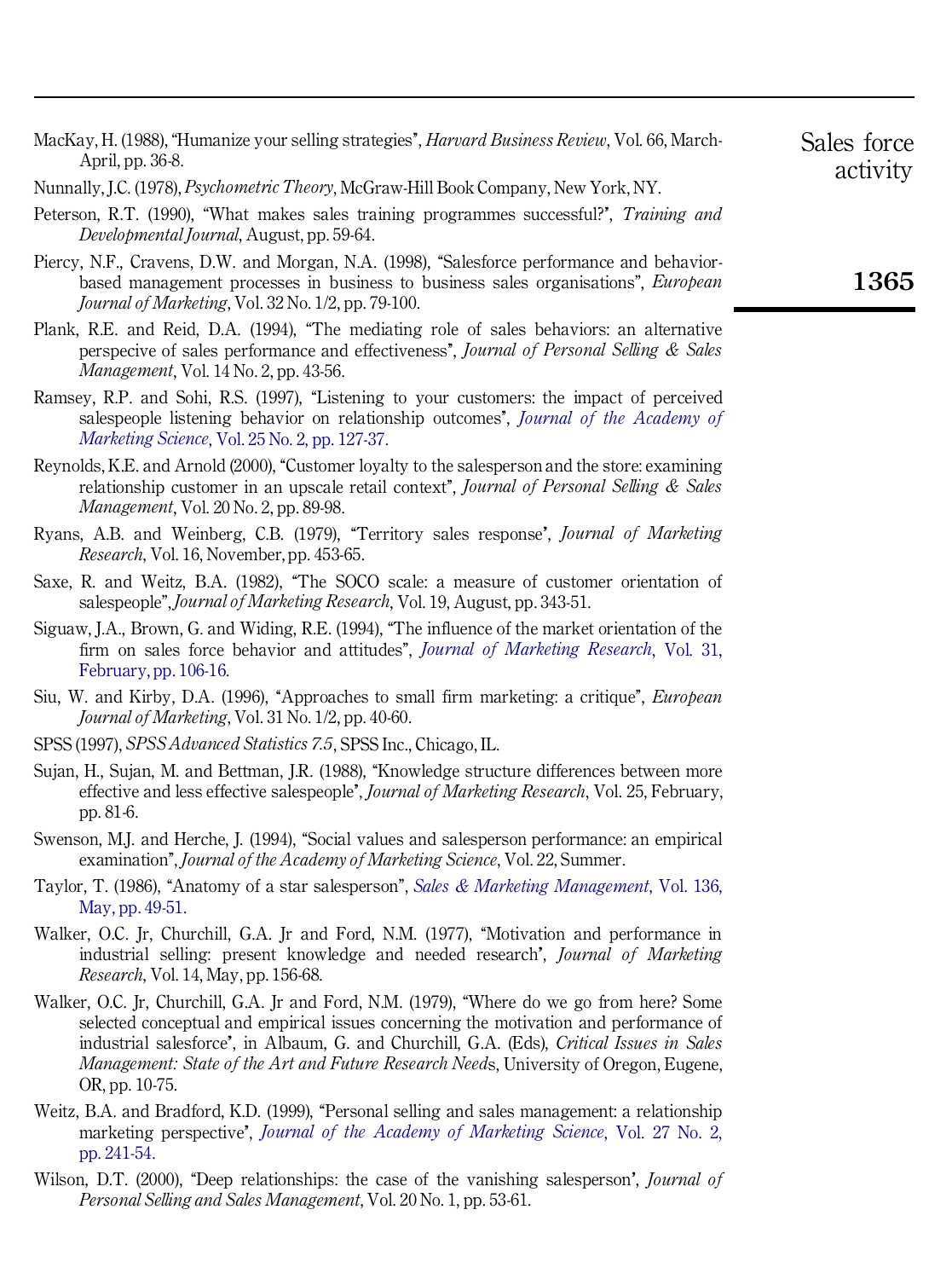MacKay, H. (1988), "Humanize your selling strategies", *Harvard Business Review*, Vol. 66, March-April, pp. 36-8.

Nunnally, J.C. (1978), *Psychometric Theory*, McGraw-Hill Book Company, New York, NY.

Peterson, R.T. (1990), "What makes sales training programmes successful?", *Training and Developmental Journal*, August, pp. 59-64.

Piercy, N.F., Cravens, D.W. and Morgan, N.A. (1998), "Salesforce performance and behavior-based management processes in business to business sales organisations", *European Journal of Marketing*, Vol. 32 No. 1/2, pp. 79-100.

Plank, R.E. and Reid, D.A. (1994), "The mediating role of sales behaviors: an alternative perspecive of sales performance and effectiveness", *Journal of Personal Selling & Sales Management*, Vol. 14 No. 2, pp. 43-56.

Ramsey, R.P. and Sohi, R.S. (1997), "Listening to your customers: the impact of perceived salespeople listening behavior on relationship outcomes", *Journal of the Academy of Marketing Science*, Vol. 25 No. 2, pp. 127-37.

Reynolds, K.E. and Arnold (2000), "Customer loyalty to the salesperson and the store: examining relationship customer in an upscale retail context", *Journal of Personal Selling & Sales Management*, Vol. 20 No. 2, pp. 89-98.

Ryans, A.B. and Weinberg, C.B. (1979), "Territory sales response", *Journal of Marketing Research*, Vol. 16, November, pp. 453-65.

Saxe, R. and Weitz, B.A. (1982), "The SOCO scale: a measure of customer orientation of salespeople", *Journal of Marketing Research*, Vol. 19, August, pp. 343-51.

Siguaw, J.A., Brown, G. and Widing, R.E. (1994), "The influence of the market orientation of the firm on sales force behavior and attitudes", *Journal of Marketing Research*, Vol. 31, February, pp. 106-16.

Siu, W. and Kirby, D.A. (1996), "Approaches to small firm marketing: a critique", *European Journal of Marketing*, Vol. 31 No. 1/2, pp. 40-60.

SPSS (1997), *SPSS Advanced Statistics 7.5*, SPSS Inc., Chicago, IL.

Sujan, H., Sujan, M. and Bettman, J.R. (1988), "Knowledge structure differences between more effective and less effective salespeople", *Journal of Marketing Research*, Vol. 25, February, pp. 81-6.

Swenson, M.J. and Herche, J. (1994), "Social values and salesperson performance: an empirical examination", *Journal of the Academy of Marketing Science*, Vol. 22, Summer.

Taylor, T. (1986), "Anatomy of a star salesperson", *Sales & Marketing Management*, Vol. 136, May, pp. 49-51.

Walker, O.C. Jr, Churchill, G.A. Jr and Ford, N.M. (1977), "Motivation and performance in industrial selling: present knowledge and needed research", *Journal of Marketing Research*, Vol. 14, May, pp. 156-68.

Walker, O.C. Jr, Churchill, G.A. Jr and Ford, N.M. (1979), "Where do we go from here? Some selected conceptual and empirical issues concerning the motivation and performance of industrial salesforce", in Albaum, G. and Churchill, G.A. (Eds), *Critical Issues in Sales Management: State of the Art and Future Research Needs*, University of Oregon, Eugene, OR, pp. 10-75.

Weitz, B.A. and Bradford, K.D. (1999), "Personal selling and sales management: a relationship marketing perspective", *Journal of the Academy of Marketing Science*, Vol. 27 No. 2, pp. 241-54.

Wilson, D.T. (2000), "Deep relationships: the case of the vanishing salesperson", *Journal of Personal Selling and Sales Management*, Vol. 20 No. 1, pp. 53-61.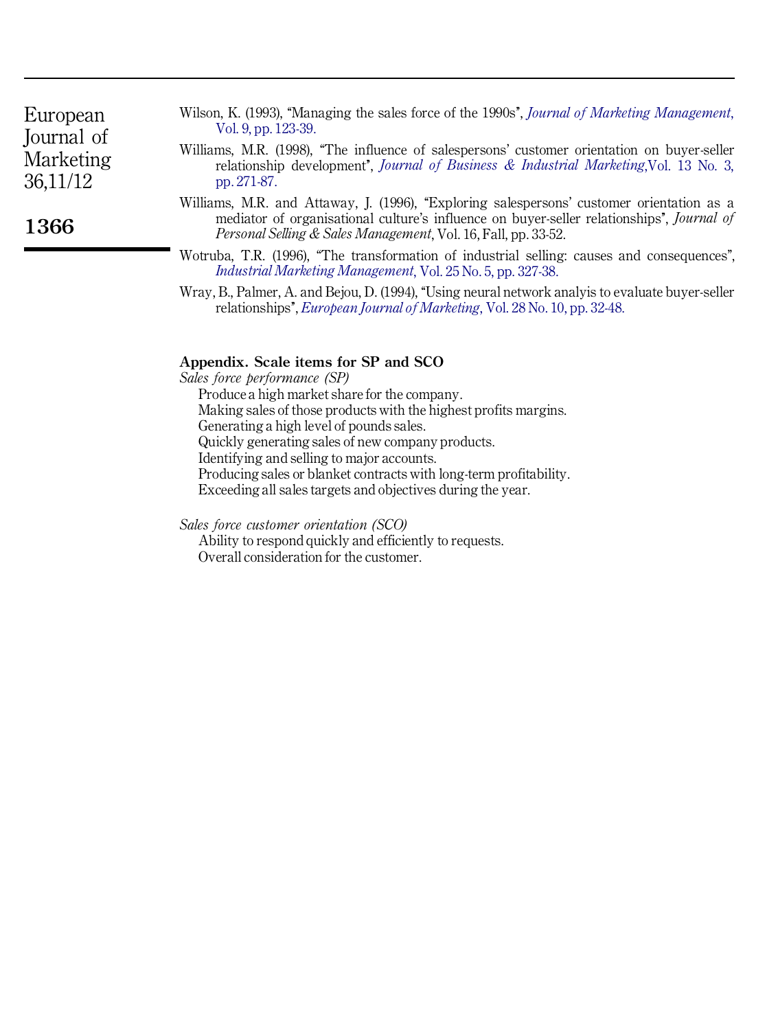Wilson, K. (1993), "Managing the sales force of the 1990s", *Journal of Marketing Management*, Vol. 9, pp. 123-39.

Williams, M.R. (1998), "The influence of salespersons' customer orientation on buyer-seller relationship development", *Journal of Business & Industrial Marketing*, Vol. 13 No. 3, pp. 271-87.

Williams, M.R. and Attaway, J. (1996), "Exploring salespersons' customer orientation as a mediator of organisational culture's influence on buyer-seller relationships", *Journal of Personal Selling & Sales Management*, Vol. 16, Fall, pp. 33-52.

Wotruba, T.R. (1996), "The transformation of industrial selling: causes and consequences", *Industrial Marketing Management*, Vol. 25 No. 5, pp. 327-38.

Wray, B., Palmer, A. and Bejou, D. (1994), "Using neural network analyis to evaluate buyer-seller relationships", *European Journal of Marketing*, Vol. 28 No. 10, pp. 32-48.

## Appendix. Scale items for SP and SCO

*Sales force performance (SP)*

Produce a high market share for the company.
Making sales of those products with the highest profits margins.
Generating a high level of pounds sales.
Quickly generating sales of new company products.
Identifying and selling to major accounts.
Producing sales or blanket contracts with long-term profitability.
Exceeding all sales targets and objectives during the year.

*Sales force customer orientation (SCO)*

Ability to respond quickly and efficiently to requests.
Overall consideration for the customer.